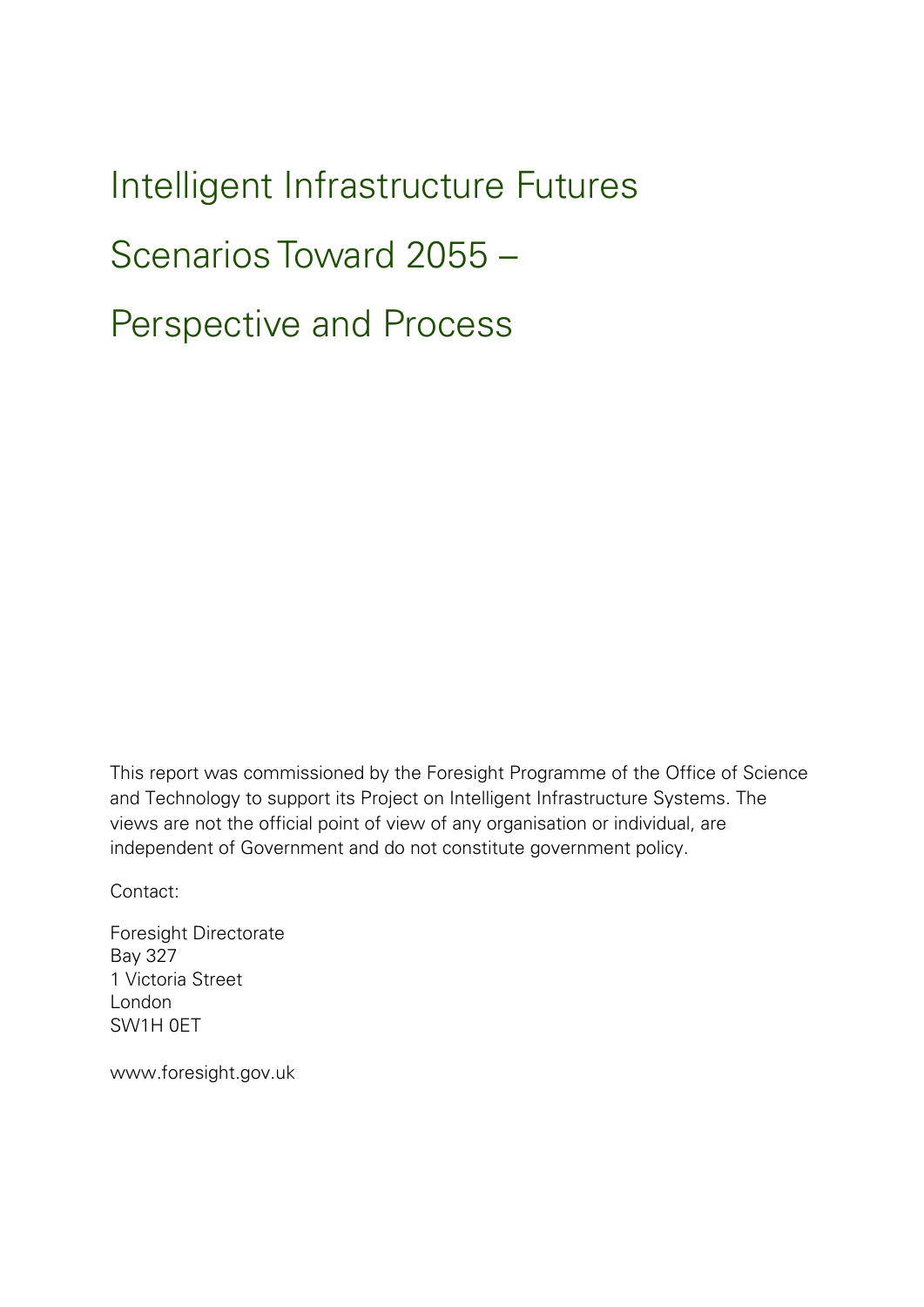# Intelligent Infrastructure Futures

# Scenarios Toward 2055 –

# Perspective and Process

This report was commissioned by the Foresight Programme of the Office of Science and Technology to support its Project on Intelligent Infrastructure Systems. The views are not the official point of view of any organisation or individual, are independent of Government and do not constitute government policy.

Contact:

Foresight Directorate  
Bay 327  
1 Victoria Street  
London  
SW1H 0ET

www.foresight.gov.uk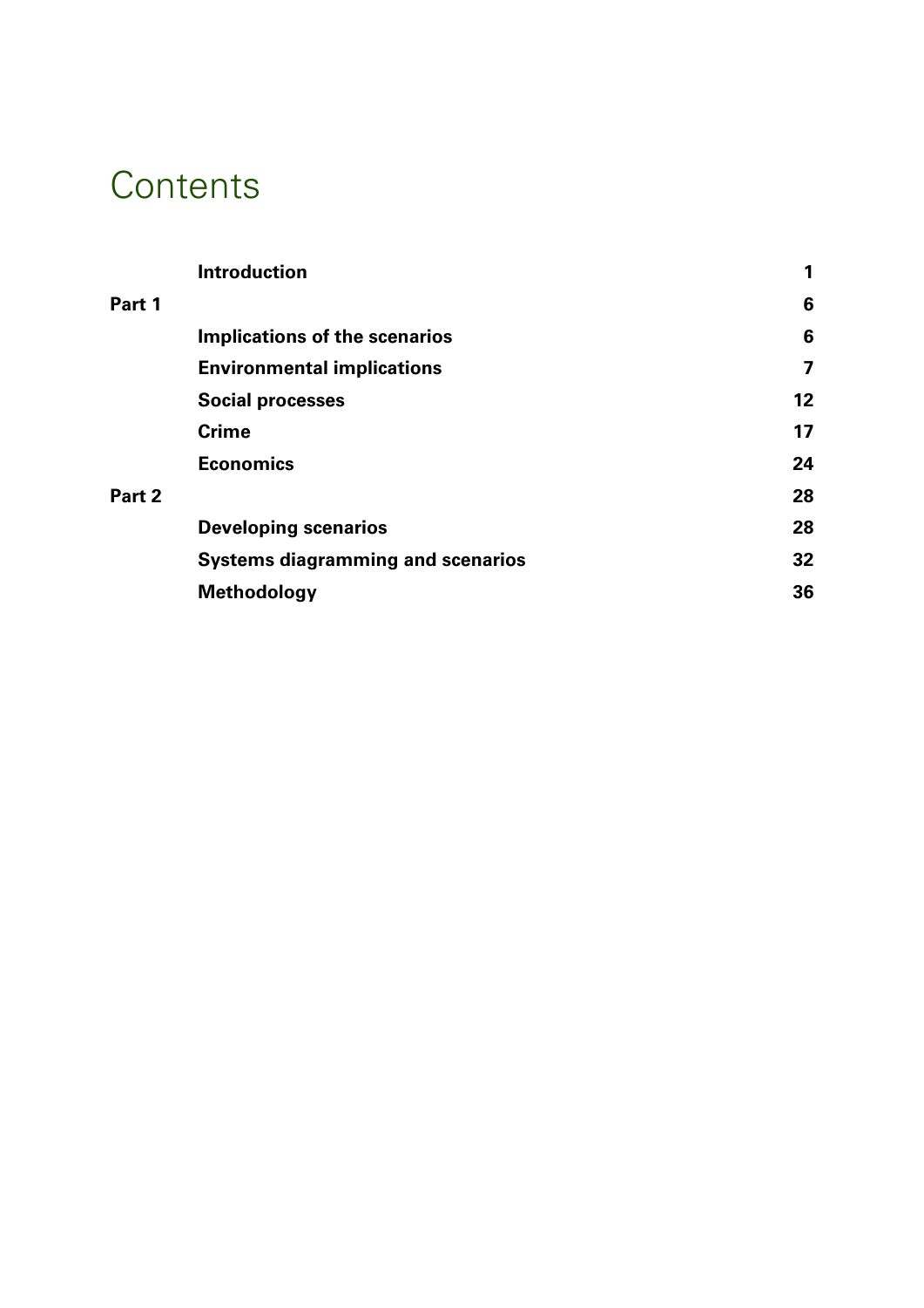# Contents

| | | |
|---|---|---|
| | **Introduction** | **1** |
| **Part 1** | | **6** |
| | **Implications of the scenarios** | **6** |
| | **Environmental implications** | **7** |
| | **Social processes** | **12** |
| | **Crime** | **17** |
| | **Economics** | **24** |
| **Part 2** | | **28** |
| | **Developing scenarios** | **28** |
| | **Systems diagramming and scenarios** | **32** |
| | **Methodology** | **36** |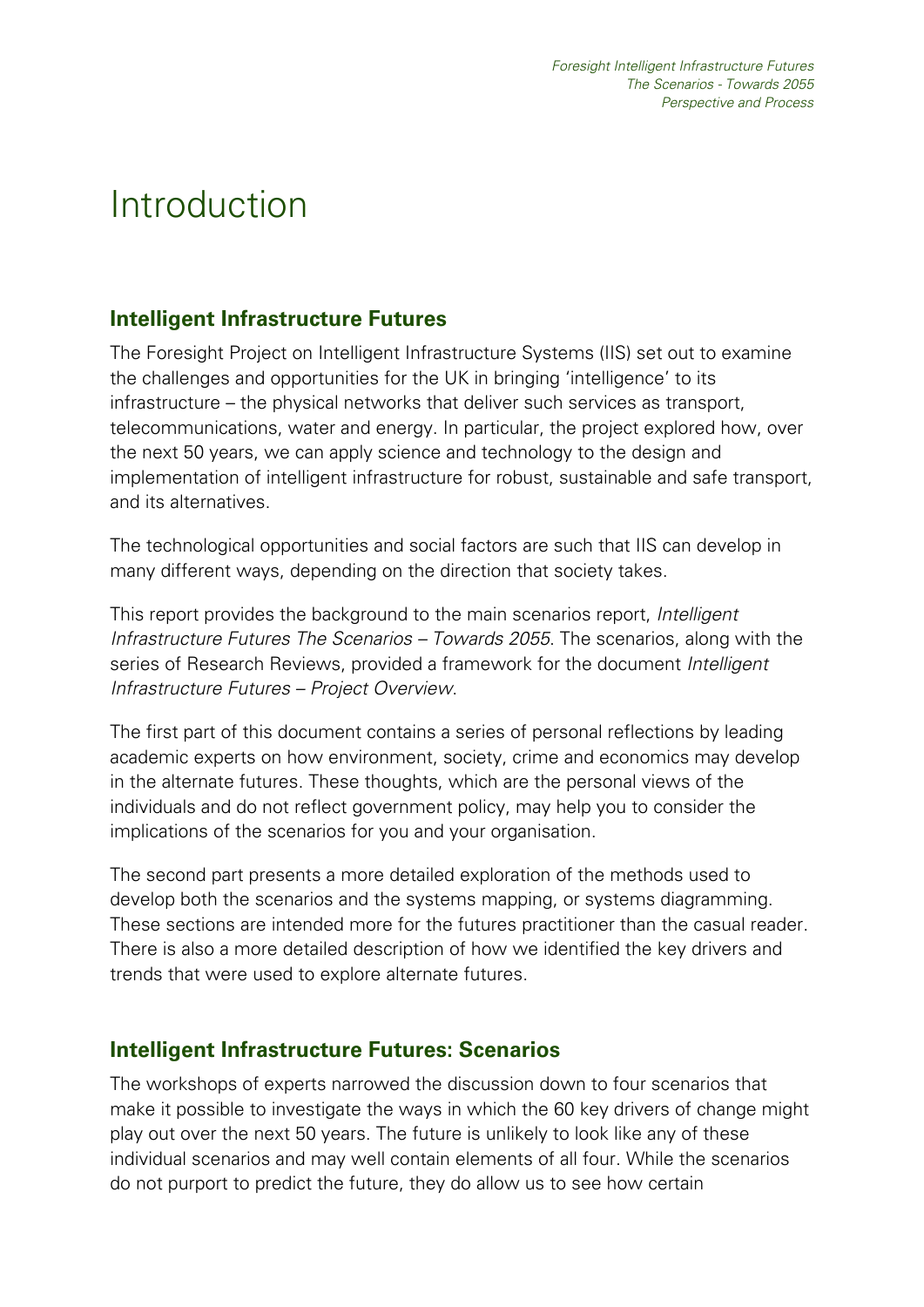# Introduction

## Intelligent Infrastructure Futures

The Foresight Project on Intelligent Infrastructure Systems (IIS) set out to examine the challenges and opportunities for the UK in bringing 'intelligence' to its infrastructure – the physical networks that deliver such services as transport, telecommunications, water and energy. In particular, the project explored how, over the next 50 years, we can apply science and technology to the design and implementation of intelligent infrastructure for robust, sustainable and safe transport, and its alternatives.

The technological opportunities and social factors are such that IIS can develop in many different ways, depending on the direction that society takes.

This report provides the background to the main scenarios report, *Intelligent Infrastructure Futures The Scenarios – Towards 2055*. The scenarios, along with the series of Research Reviews, provided a framework for the document *Intelligent Infrastructure Futures – Project Overview*.

The first part of this document contains a series of personal reflections by leading academic experts on how environment, society, crime and economics may develop in the alternate futures. These thoughts, which are the personal views of the individuals and do not reflect government policy, may help you to consider the implications of the scenarios for you and your organisation.

The second part presents a more detailed exploration of the methods used to develop both the scenarios and the systems mapping, or systems diagramming. These sections are intended more for the futures practitioner than the casual reader. There is also a more detailed description of how we identified the key drivers and trends that were used to explore alternate futures.

## Intelligent Infrastructure Futures: Scenarios

The workshops of experts narrowed the discussion down to four scenarios that make it possible to investigate the ways in which the 60 key drivers of change might play out over the next 50 years. The future is unlikely to look like any of these individual scenarios and may well contain elements of all four. While the scenarios do not purport to predict the future, they do allow us to see how certain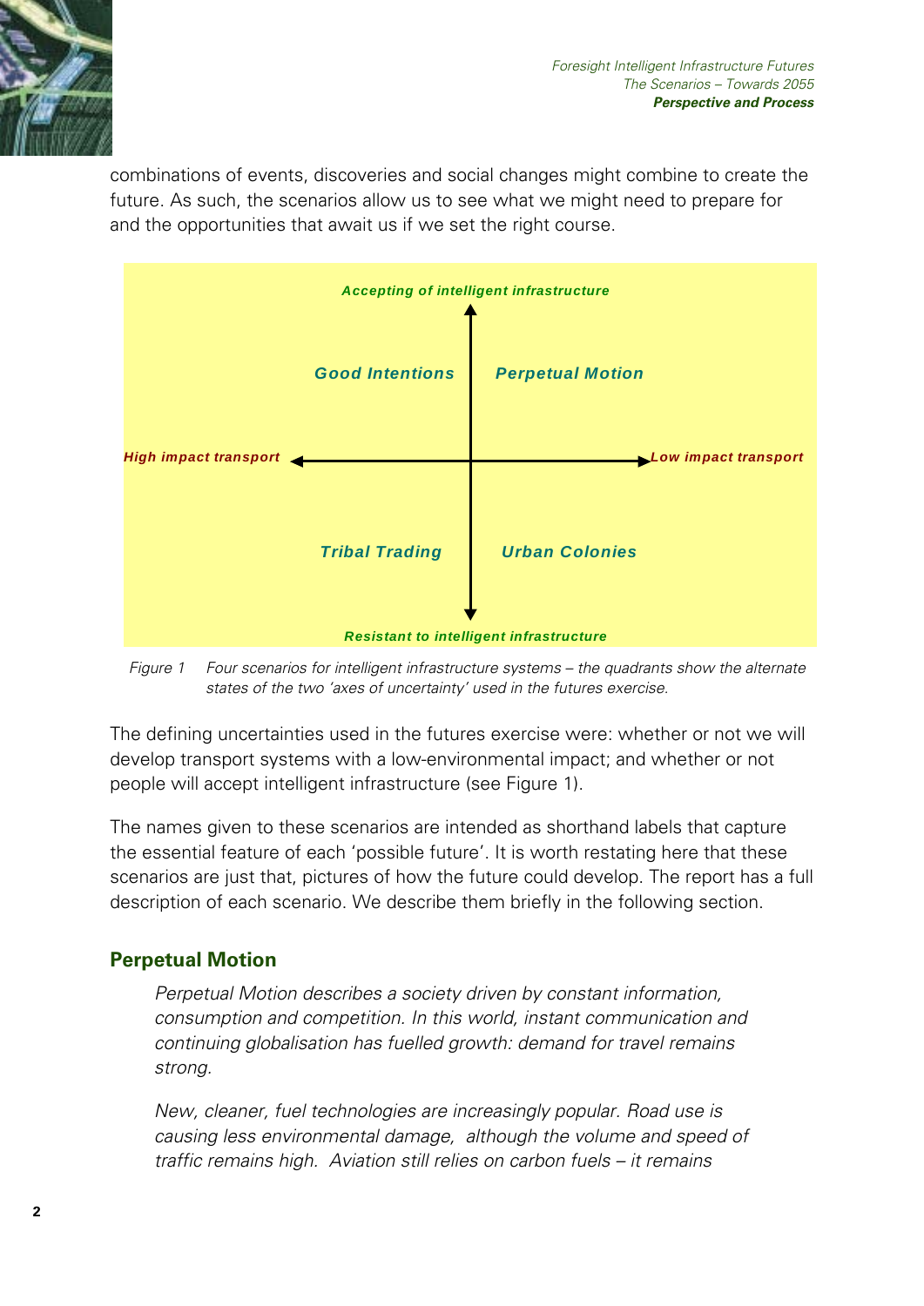combinations of events, discoveries and social changes might combine to create the future. As such, the scenarios allow us to see what we might need to prepare for and the opportunities that await us if we set the right course.

| | High impact transport | Low impact transport |
|---|---|---|
| **Accepting of intelligent infrastructure** | *Good Intentions* | *Perpetual Motion* |
| **Resistant to intelligent infrastructure** | *Tribal Trading* | *Urban Colonies* |

*Figure 1 Four scenarios for intelligent infrastructure systems – the quadrants show the alternate states of the two 'axes of uncertainty' used in the futures exercise.*

The defining uncertainties used in the futures exercise were: whether or not we will develop transport systems with a low-environmental impact; and whether or not people will accept intelligent infrastructure (see Figure 1).

The names given to these scenarios are intended as shorthand labels that capture the essential feature of each 'possible future'. It is worth restating here that these scenarios are just that, pictures of how the future could develop. The report has a full description of each scenario. We describe them briefly in the following section.

## Perpetual Motion

*Perpetual Motion describes a society driven by constant information, consumption and competition. In this world, instant communication and continuing globalisation has fuelled growth: demand for travel remains strong.*

*New, cleaner, fuel technologies are increasingly popular. Road use is causing less environmental damage, although the volume and speed of traffic remains high. Aviation still relies on carbon fuels – it remains*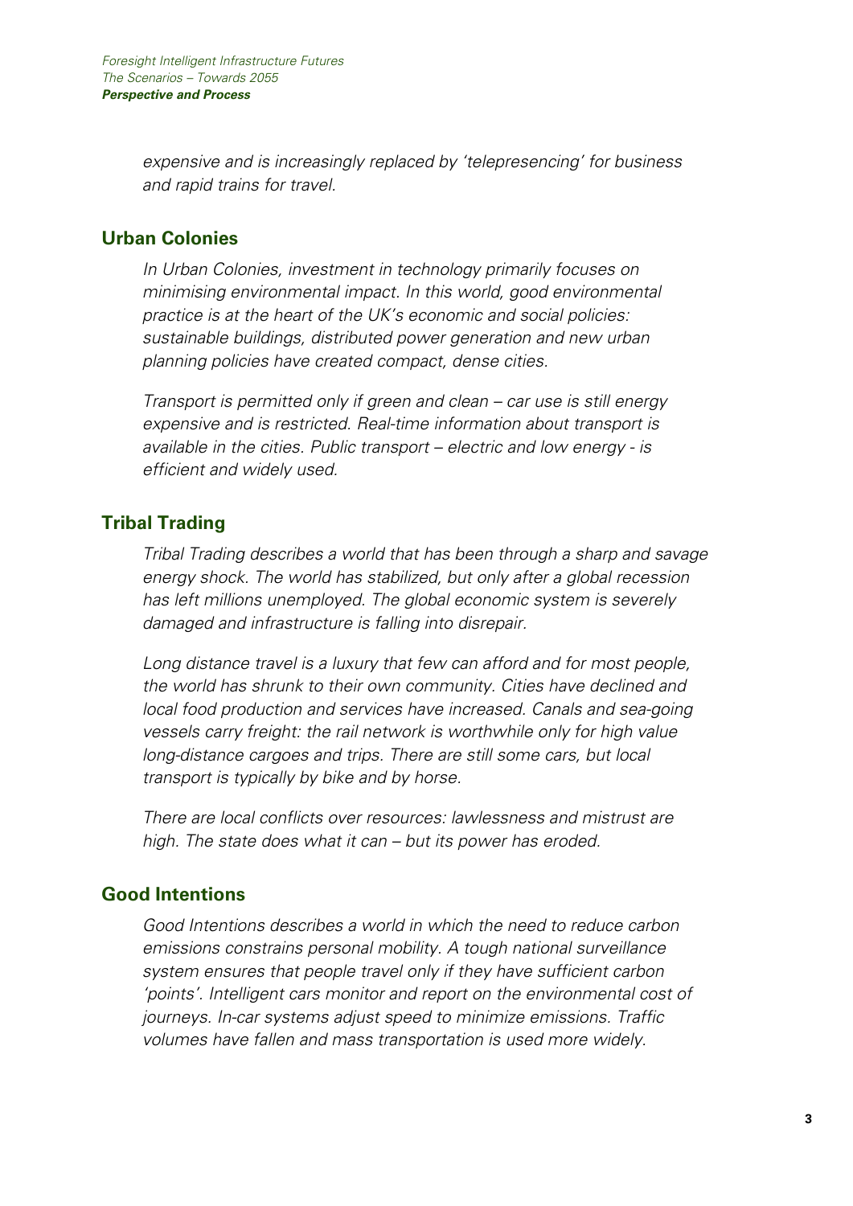*expensive and is increasingly replaced by 'telepresencing' for business and rapid trains for travel.*

## Urban Colonies

*In Urban Colonies, investment in technology primarily focuses on minimising environmental impact. In this world, good environmental practice is at the heart of the UK's economic and social policies: sustainable buildings, distributed power generation and new urban planning policies have created compact, dense cities.*

*Transport is permitted only if green and clean – car use is still energy expensive and is restricted. Real-time information about transport is available in the cities. Public transport – electric and low energy - is efficient and widely used.*

## Tribal Trading

*Tribal Trading describes a world that has been through a sharp and savage energy shock. The world has stabilized, but only after a global recession has left millions unemployed. The global economic system is severely damaged and infrastructure is falling into disrepair.*

*Long distance travel is a luxury that few can afford and for most people, the world has shrunk to their own community. Cities have declined and local food production and services have increased. Canals and sea-going vessels carry freight: the rail network is worthwhile only for high value long-distance cargoes and trips. There are still some cars, but local transport is typically by bike and by horse.*

*There are local conflicts over resources: lawlessness and mistrust are high. The state does what it can – but its power has eroded.*

## Good Intentions

*Good Intentions describes a world in which the need to reduce carbon emissions constrains personal mobility. A tough national surveillance system ensures that people travel only if they have sufficient carbon 'points'. Intelligent cars monitor and report on the environmental cost of journeys. In-car systems adjust speed to minimize emissions. Traffic volumes have fallen and mass transportation is used more widely.*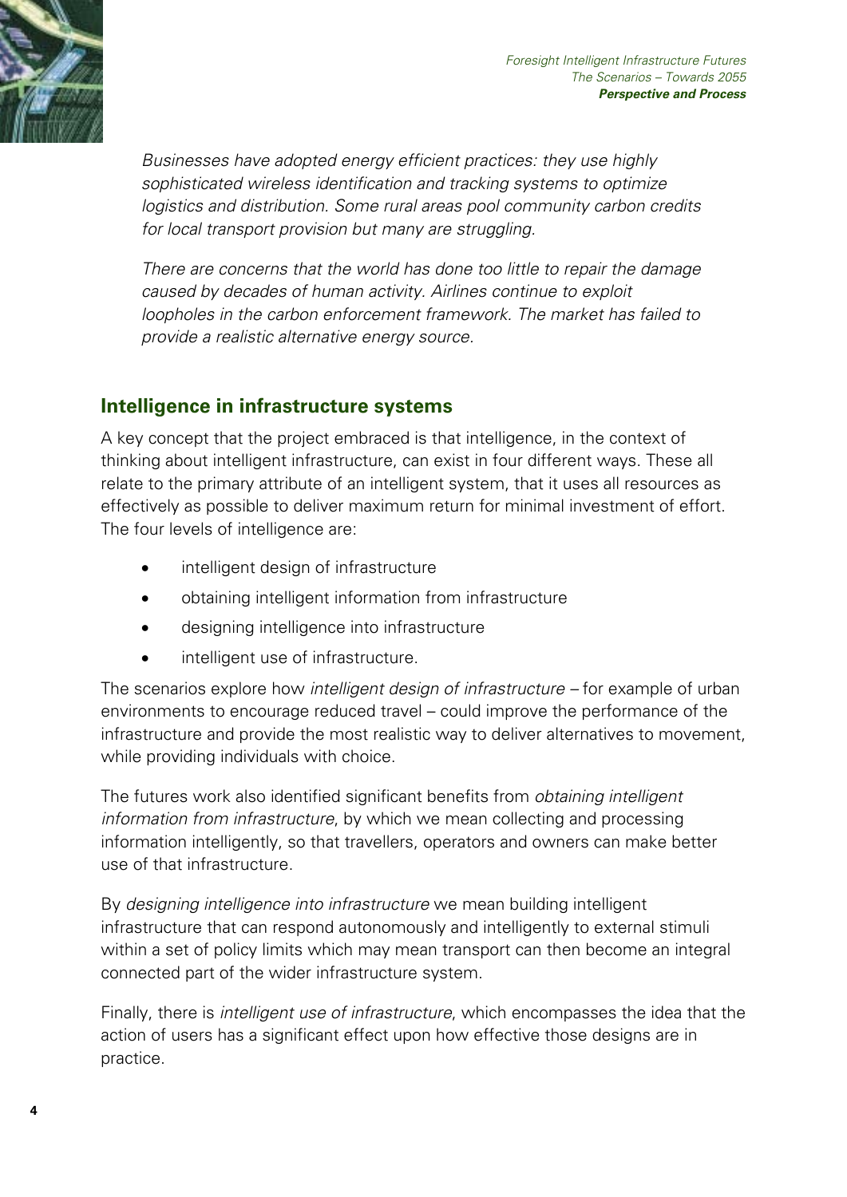*Businesses have adopted energy efficient practices: they use highly sophisticated wireless identification and tracking systems to optimize logistics and distribution. Some rural areas pool community carbon credits for local transport provision but many are struggling.*

*There are concerns that the world has done too little to repair the damage caused by decades of human activity. Airlines continue to exploit loopholes in the carbon enforcement framework. The market has failed to provide a realistic alternative energy source.*

## Intelligence in infrastructure systems

A key concept that the project embraced is that intelligence, in the context of thinking about intelligent infrastructure, can exist in four different ways. These all relate to the primary attribute of an intelligent system, that it uses all resources as effectively as possible to deliver maximum return for minimal investment of effort. The four levels of intelligence are:

- intelligent design of infrastructure
- obtaining intelligent information from infrastructure
- designing intelligence into infrastructure
- intelligent use of infrastructure.

The scenarios explore how *intelligent design of infrastructure* – for example of urban environments to encourage reduced travel – could improve the performance of the infrastructure and provide the most realistic way to deliver alternatives to movement, while providing individuals with choice.

The futures work also identified significant benefits from *obtaining intelligent information from infrastructure*, by which we mean collecting and processing information intelligently, so that travellers, operators and owners can make better use of that infrastructure.

By *designing intelligence into infrastructure* we mean building intelligent infrastructure that can respond autonomously and intelligently to external stimuli within a set of policy limits which may mean transport can then become an integral connected part of the wider infrastructure system.

Finally, there is *intelligent use of infrastructure*, which encompasses the idea that the action of users has a significant effect upon how effective those designs are in practice.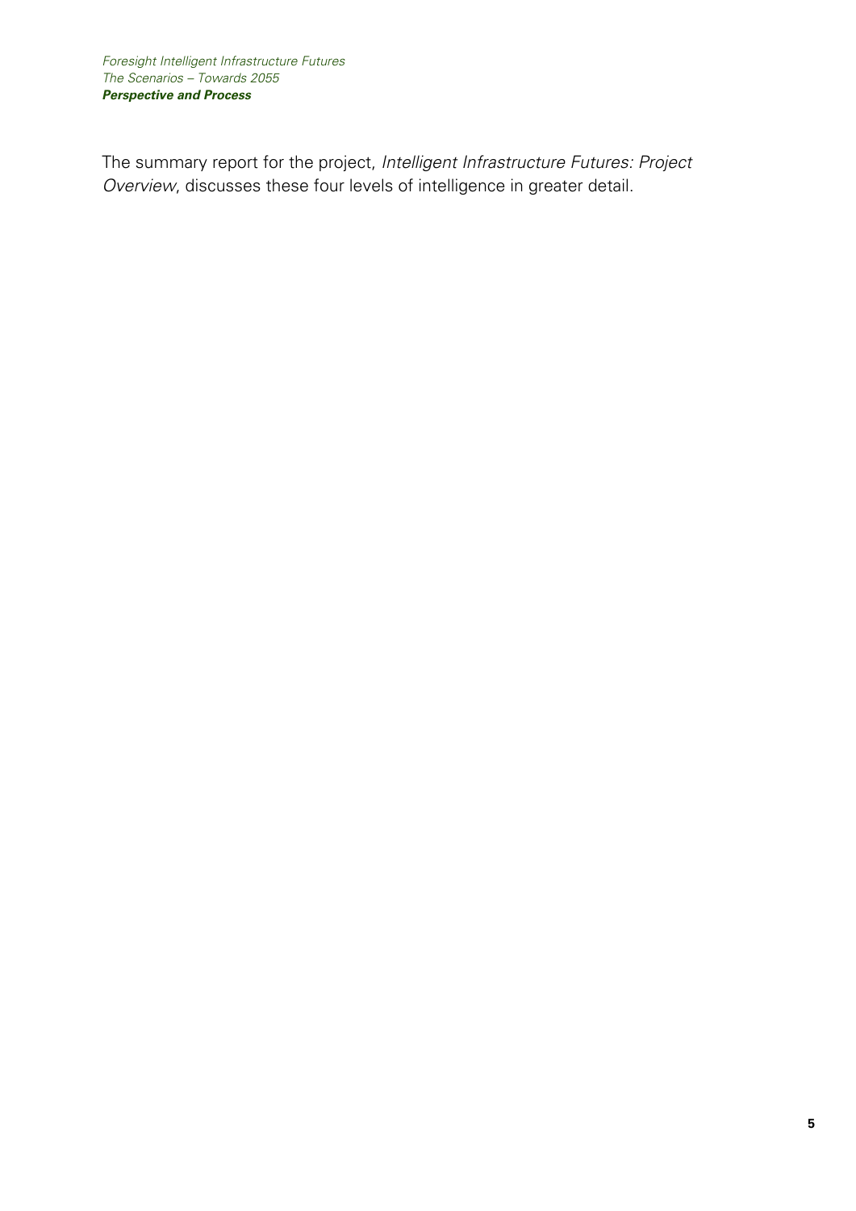The summary report for the project, *Intelligent Infrastructure Futures: Project Overview*, discusses these four levels of intelligence in greater detail.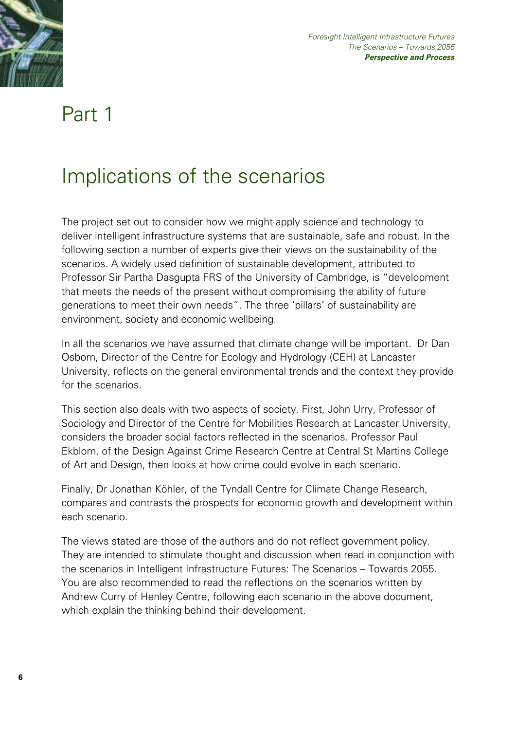# Part 1

## Implications of the scenarios

The project set out to consider how we might apply science and technology to deliver intelligent infrastructure systems that are sustainable, safe and robust. In the following section a number of experts give their views on the sustainability of the scenarios. A widely used definition of sustainable development, attributed to Professor Sir Partha Dasgupta FRS of the University of Cambridge, is "development that meets the needs of the present without compromising the ability of future generations to meet their own needs". The three 'pillars' of sustainability are environment, society and economic wellbeing.

In all the scenarios we have assumed that climate change will be important. Dr Dan Osborn, Director of the Centre for Ecology and Hydrology (CEH) at Lancaster University, reflects on the general environmental trends and the context they provide for the scenarios.

This section also deals with two aspects of society. First, John Urry, Professor of Sociology and Director of the Centre for Mobilities Research at Lancaster University, considers the broader social factors reflected in the scenarios. Professor Paul Ekblom, of the Design Against Crime Research Centre at Central St Martins College of Art and Design, then looks at how crime could evolve in each scenario.

Finally, Dr Jonathan Köhler, of the Tyndall Centre for Climate Change Research, compares and contrasts the prospects for economic growth and development within each scenario.

The views stated are those of the authors and do not reflect government policy. They are intended to stimulate thought and discussion when read in conjunction with the scenarios in Intelligent Infrastructure Futures: The Scenarios – Towards 2055. You are also recommended to read the reflections on the scenarios written by Andrew Curry of Henley Centre, following each scenario in the above document, which explain the thinking behind their development.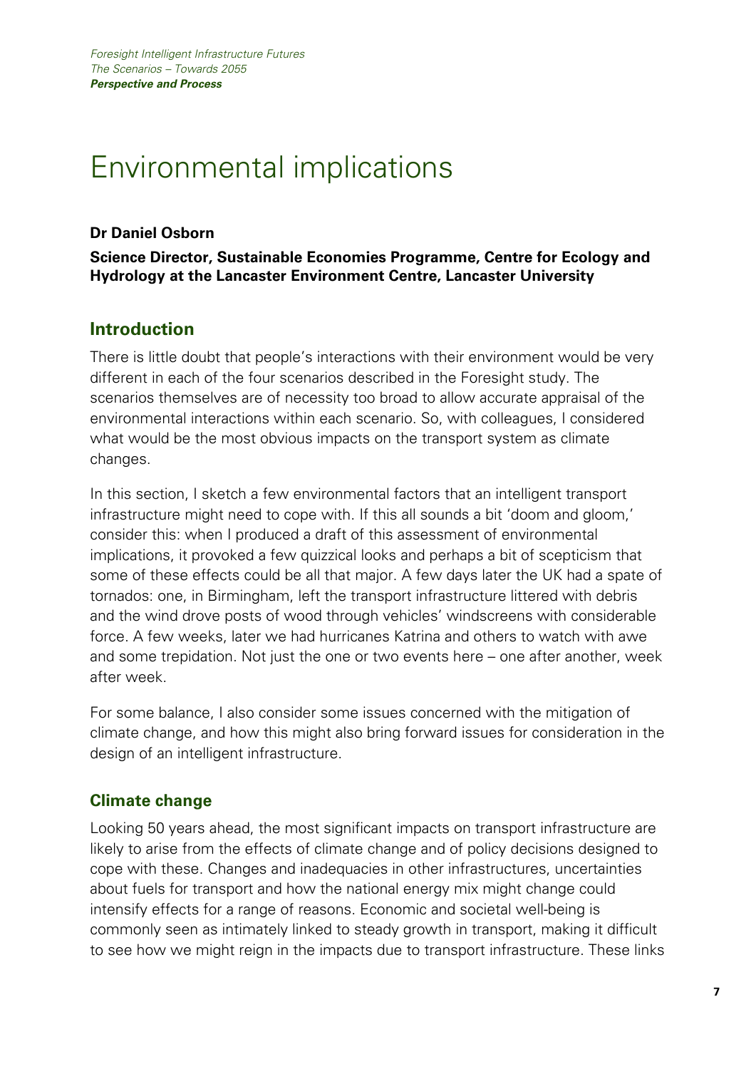# Environmental implications

**Dr Daniel Osborn**

**Science Director, Sustainable Economies Programme, Centre for Ecology and Hydrology at the Lancaster Environment Centre, Lancaster University**

## Introduction

There is little doubt that people's interactions with their environment would be very different in each of the four scenarios described in the Foresight study. The scenarios themselves are of necessity too broad to allow accurate appraisal of the environmental interactions within each scenario. So, with colleagues, I considered what would be the most obvious impacts on the transport system as climate changes.

In this section, I sketch a few environmental factors that an intelligent transport infrastructure might need to cope with. If this all sounds a bit 'doom and gloom,' consider this: when I produced a draft of this assessment of environmental implications, it provoked a few quizzical looks and perhaps a bit of scepticism that some of these effects could be all that major. A few days later the UK had a spate of tornados: one, in Birmingham, left the transport infrastructure littered with debris and the wind drove posts of wood through vehicles' windscreens with considerable force. A few weeks, later we had hurricanes Katrina and others to watch with awe and some trepidation. Not just the one or two events here – one after another, week after week.

For some balance, I also consider some issues concerned with the mitigation of climate change, and how this might also bring forward issues for consideration in the design of an intelligent infrastructure.

## Climate change

Looking 50 years ahead, the most significant impacts on transport infrastructure are likely to arise from the effects of climate change and of policy decisions designed to cope with these. Changes and inadequacies in other infrastructures, uncertainties about fuels for transport and how the national energy mix might change could intensify effects for a range of reasons. Economic and societal well-being is commonly seen as intimately linked to steady growth in transport, making it difficult to see how we might reign in the impacts due to transport infrastructure. These links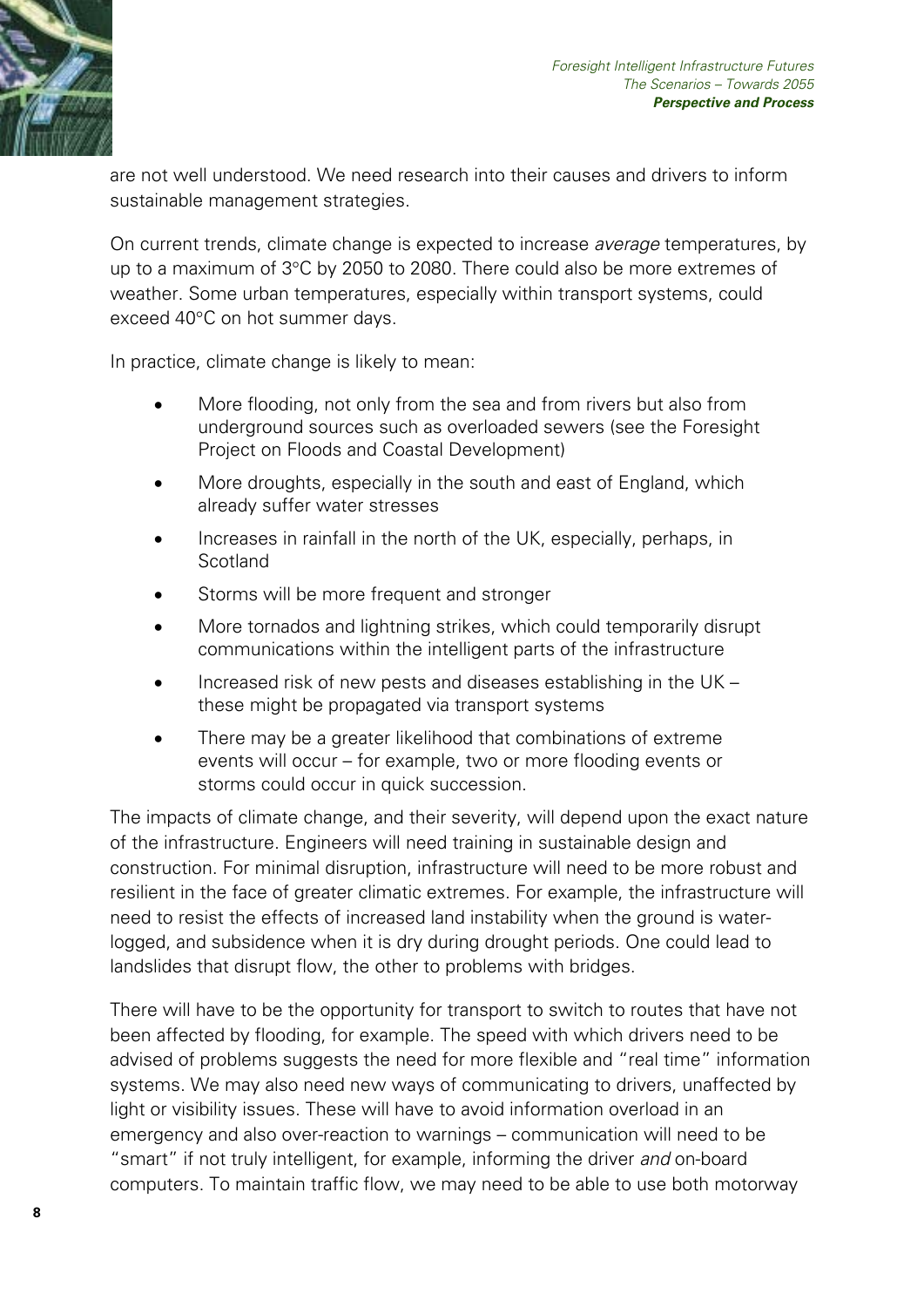are not well understood. We need research into their causes and drivers to inform sustainable management strategies.

On current trends, climate change is expected to increase *average* temperatures, by up to a maximum of 3°C by 2050 to 2080. There could also be more extremes of weather. Some urban temperatures, especially within transport systems, could exceed 40°C on hot summer days.

In practice, climate change is likely to mean:

- More flooding, not only from the sea and from rivers but also from underground sources such as overloaded sewers (see the Foresight Project on Floods and Coastal Development)
- More droughts, especially in the south and east of England, which already suffer water stresses
- Increases in rainfall in the north of the UK, especially, perhaps, in Scotland
- Storms will be more frequent and stronger
- More tornados and lightning strikes, which could temporarily disrupt communications within the intelligent parts of the infrastructure
- Increased risk of new pests and diseases establishing in the UK – these might be propagated via transport systems
- There may be a greater likelihood that combinations of extreme events will occur – for example, two or more flooding events or storms could occur in quick succession.

The impacts of climate change, and their severity, will depend upon the exact nature of the infrastructure. Engineers will need training in sustainable design and construction. For minimal disruption, infrastructure will need to be more robust and resilient in the face of greater climatic extremes. For example, the infrastructure will need to resist the effects of increased land instability when the ground is water-logged, and subsidence when it is dry during drought periods. One could lead to landslides that disrupt flow, the other to problems with bridges.

There will have to be the opportunity for transport to switch to routes that have not been affected by flooding, for example. The speed with which drivers need to be advised of problems suggests the need for more flexible and "real time" information systems. We may also need new ways of communicating to drivers, unaffected by light or visibility issues. These will have to avoid information overload in an emergency and also over-reaction to warnings – communication will need to be "smart" if not truly intelligent, for example, informing the driver *and* on-board computers. To maintain traffic flow, we may need to be able to use both motorway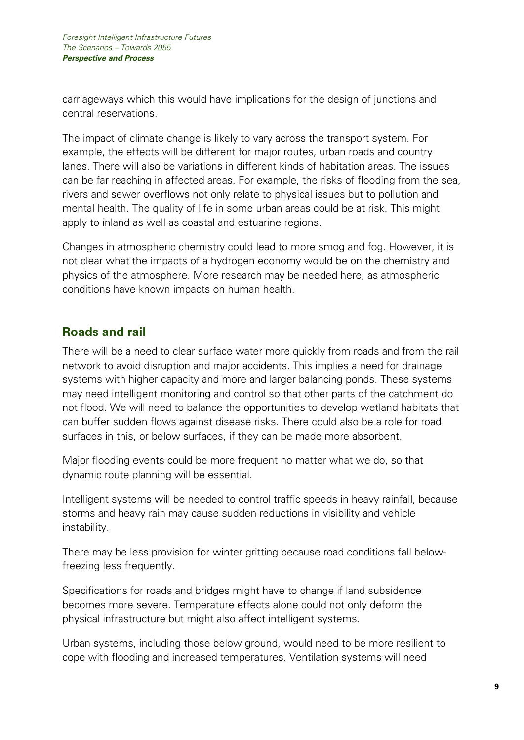carriageways which this would have implications for the design of junctions and central reservations.

The impact of climate change is likely to vary across the transport system. For example, the effects will be different for major routes, urban roads and country lanes. There will also be variations in different kinds of habitation areas. The issues can be far reaching in affected areas. For example, the risks of flooding from the sea, rivers and sewer overflows not only relate to physical issues but to pollution and mental health. The quality of life in some urban areas could be at risk. This might apply to inland as well as coastal and estuarine regions.

Changes in atmospheric chemistry could lead to more smog and fog. However, it is not clear what the impacts of a hydrogen economy would be on the chemistry and physics of the atmosphere. More research may be needed here, as atmospheric conditions have known impacts on human health.

## Roads and rail

There will be a need to clear surface water more quickly from roads and from the rail network to avoid disruption and major accidents. This implies a need for drainage systems with higher capacity and more and larger balancing ponds. These systems may need intelligent monitoring and control so that other parts of the catchment do not flood. We will need to balance the opportunities to develop wetland habitats that can buffer sudden flows against disease risks. There could also be a role for road surfaces in this, or below surfaces, if they can be made more absorbent.

Major flooding events could be more frequent no matter what we do, so that dynamic route planning will be essential.

Intelligent systems will be needed to control traffic speeds in heavy rainfall, because storms and heavy rain may cause sudden reductions in visibility and vehicle instability.

There may be less provision for winter gritting because road conditions fall below-freezing less frequently.

Specifications for roads and bridges might have to change if land subsidence becomes more severe. Temperature effects alone could not only deform the physical infrastructure but might also affect intelligent systems.

Urban systems, including those below ground, would need to be more resilient to cope with flooding and increased temperatures. Ventilation systems will need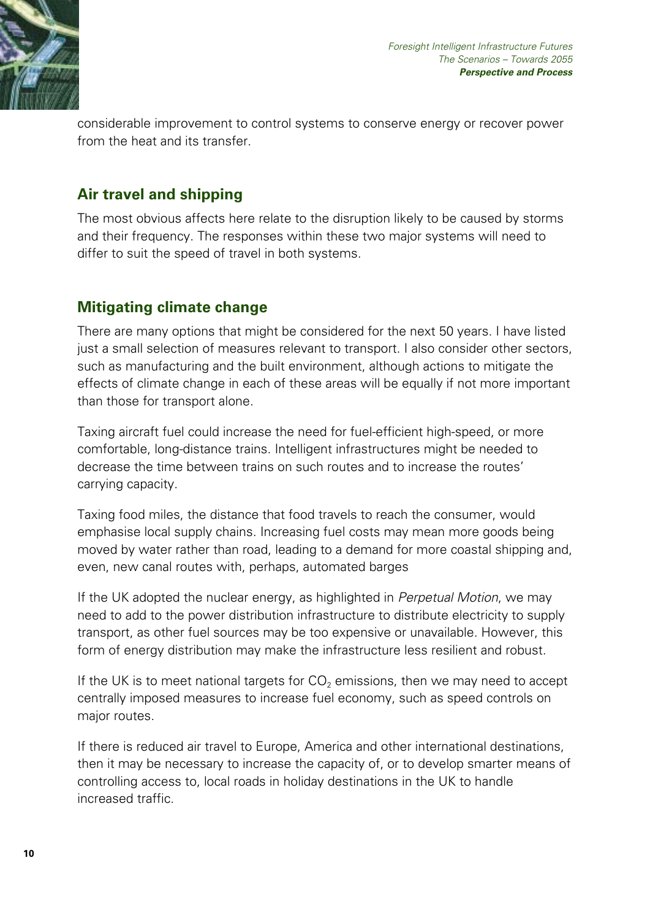considerable improvement to control systems to conserve energy or recover power from the heat and its transfer.

## Air travel and shipping

The most obvious affects here relate to the disruption likely to be caused by storms and their frequency. The responses within these two major systems will need to differ to suit the speed of travel in both systems.

## Mitigating climate change

There are many options that might be considered for the next 50 years. I have listed just a small selection of measures relevant to transport. I also consider other sectors, such as manufacturing and the built environment, although actions to mitigate the effects of climate change in each of these areas will be equally if not more important than those for transport alone.

Taxing aircraft fuel could increase the need for fuel-efficient high-speed, or more comfortable, long-distance trains. Intelligent infrastructures might be needed to decrease the time between trains on such routes and to increase the routes' carrying capacity.

Taxing food miles, the distance that food travels to reach the consumer, would emphasise local supply chains. Increasing fuel costs may mean more goods being moved by water rather than road, leading to a demand for more coastal shipping and, even, new canal routes with, perhaps, automated barges

If the UK adopted the nuclear energy, as highlighted in *Perpetual Motion*, we may need to add to the power distribution infrastructure to distribute electricity to supply transport, as other fuel sources may be too expensive or unavailable. However, this form of energy distribution may make the infrastructure less resilient and robust.

If the UK is to meet national targets for $CO_2$ emissions, then we may need to accept centrally imposed measures to increase fuel economy, such as speed controls on major routes.

If there is reduced air travel to Europe, America and other international destinations, then it may be necessary to increase the capacity of, or to develop smarter means of controlling access to, local roads in holiday destinations in the UK to handle increased traffic.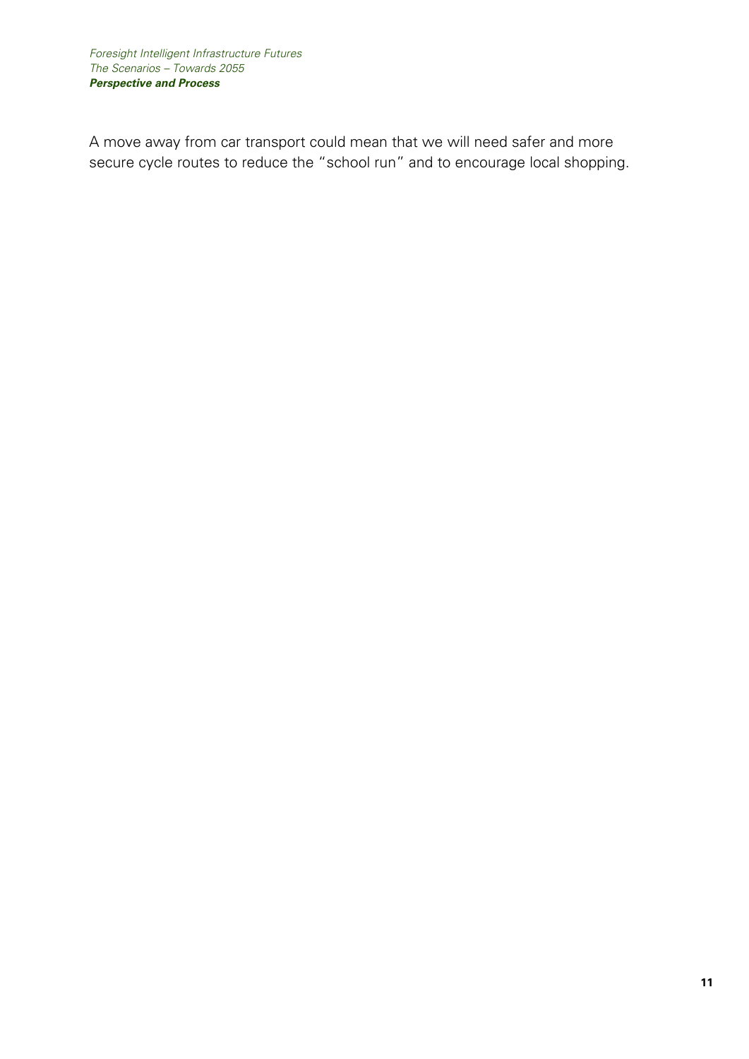A move away from car transport could mean that we will need safer and more secure cycle routes to reduce the "school run" and to encourage local shopping.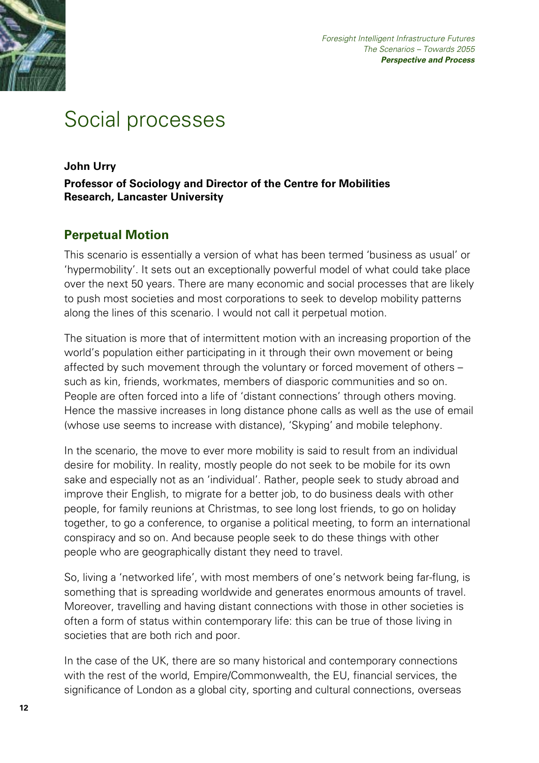# Social processes

**John Urry**

**Professor of Sociology and Director of the Centre for Mobilities Research, Lancaster University**

## Perpetual Motion

This scenario is essentially a version of what has been termed 'business as usual' or 'hypermobility'. It sets out an exceptionally powerful model of what could take place over the next 50 years. There are many economic and social processes that are likely to push most societies and most corporations to seek to develop mobility patterns along the lines of this scenario. I would not call it perpetual motion.

The situation is more that of intermittent motion with an increasing proportion of the world's population either participating in it through their own movement or being affected by such movement through the voluntary or forced movement of others – such as kin, friends, workmates, members of diasporic communities and so on. People are often forced into a life of 'distant connections' through others moving. Hence the massive increases in long distance phone calls as well as the use of email (whose use seems to increase with distance), 'Skyping' and mobile telephony.

In the scenario, the move to ever more mobility is said to result from an individual desire for mobility. In reality, mostly people do not seek to be mobile for its own sake and especially not as an 'individual'. Rather, people seek to study abroad and improve their English, to migrate for a better job, to do business deals with other people, for family reunions at Christmas, to see long lost friends, to go on holiday together, to go a conference, to organise a political meeting, to form an international conspiracy and so on. And because people seek to do these things with other people who are geographically distant they need to travel.

So, living a 'networked life', with most members of one's network being far-flung, is something that is spreading worldwide and generates enormous amounts of travel. Moreover, travelling and having distant connections with those in other societies is often a form of status within contemporary life: this can be true of those living in societies that are both rich and poor.

In the case of the UK, there are so many historical and contemporary connections with the rest of the world, Empire/Commonwealth, the EU, financial services, the significance of London as a global city, sporting and cultural connections, overseas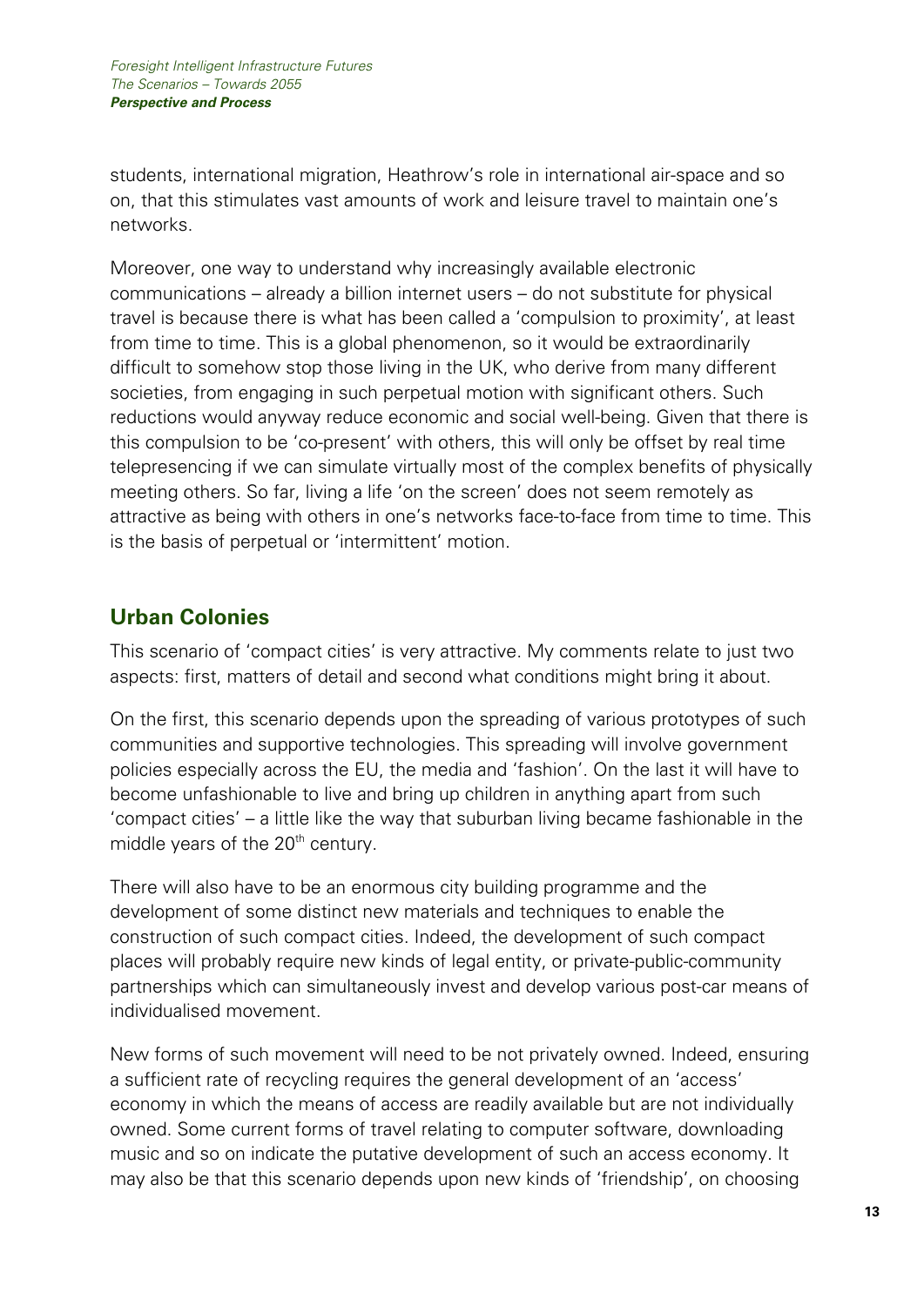students, international migration, Heathrow's role in international air-space and so on, that this stimulates vast amounts of work and leisure travel to maintain one's networks.

Moreover, one way to understand why increasingly available electronic communications – already a billion internet users – do not substitute for physical travel is because there is what has been called a 'compulsion to proximity', at least from time to time. This is a global phenomenon, so it would be extraordinarily difficult to somehow stop those living in the UK, who derive from many different societies, from engaging in such perpetual motion with significant others. Such reductions would anyway reduce economic and social well-being. Given that there is this compulsion to be 'co-present' with others, this will only be offset by real time telepresencing if we can simulate virtually most of the complex benefits of physically meeting others. So far, living a life 'on the screen' does not seem remotely as attractive as being with others in one's networks face-to-face from time to time. This is the basis of perpetual or 'intermittent' motion.

## Urban Colonies

This scenario of 'compact cities' is very attractive. My comments relate to just two aspects: first, matters of detail and second what conditions might bring it about.

On the first, this scenario depends upon the spreading of various prototypes of such communities and supportive technologies. This spreading will involve government policies especially across the EU, the media and 'fashion'. On the last it will have to become unfashionable to live and bring up children in anything apart from such 'compact cities' – a little like the way that suburban living became fashionable in the middle years of the 20th century.

There will also have to be an enormous city building programme and the development of some distinct new materials and techniques to enable the construction of such compact cities. Indeed, the development of such compact places will probably require new kinds of legal entity, or private-public-community partnerships which can simultaneously invest and develop various post-car means of individualised movement.

New forms of such movement will need to be not privately owned. Indeed, ensuring a sufficient rate of recycling requires the general development of an 'access' economy in which the means of access are readily available but are not individually owned. Some current forms of travel relating to computer software, downloading music and so on indicate the putative development of such an access economy. It may also be that this scenario depends upon new kinds of 'friendship', on choosing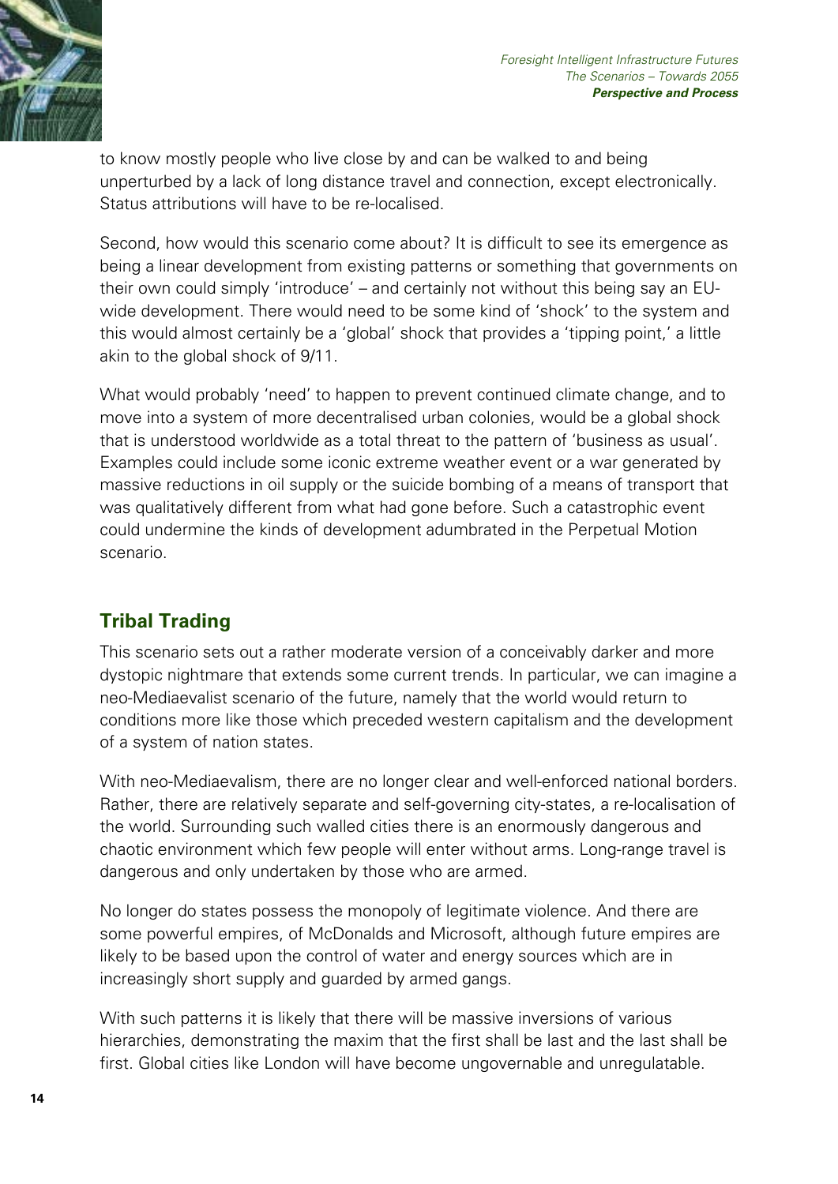to know mostly people who live close by and can be walked to and being unperturbed by a lack of long distance travel and connection, except electronically. Status attributions will have to be re-localised.

Second, how would this scenario come about? It is difficult to see its emergence as being a linear development from existing patterns or something that governments on their own could simply 'introduce' – and certainly not without this being say an EU-wide development. There would need to be some kind of 'shock' to the system and this would almost certainly be a 'global' shock that provides a 'tipping point,' a little akin to the global shock of 9/11.

What would probably 'need' to happen to prevent continued climate change, and to move into a system of more decentralised urban colonies, would be a global shock that is understood worldwide as a total threat to the pattern of 'business as usual'. Examples could include some iconic extreme weather event or a war generated by massive reductions in oil supply or the suicide bombing of a means of transport that was qualitatively different from what had gone before. Such a catastrophic event could undermine the kinds of development adumbrated in the Perpetual Motion scenario.

## Tribal Trading

This scenario sets out a rather moderate version of a conceivably darker and more dystopic nightmare that extends some current trends. In particular, we can imagine a neo-Mediaevalist scenario of the future, namely that the world would return to conditions more like those which preceded western capitalism and the development of a system of nation states.

With neo-Mediaevalism, there are no longer clear and well-enforced national borders. Rather, there are relatively separate and self-governing city-states, a re-localisation of the world. Surrounding such walled cities there is an enormously dangerous and chaotic environment which few people will enter without arms. Long-range travel is dangerous and only undertaken by those who are armed.

No longer do states possess the monopoly of legitimate violence. And there are some powerful empires, of McDonalds and Microsoft, although future empires are likely to be based upon the control of water and energy sources which are in increasingly short supply and guarded by armed gangs.

With such patterns it is likely that there will be massive inversions of various hierarchies, demonstrating the maxim that the first shall be last and the last shall be first. Global cities like London will have become ungovernable and unregulatable.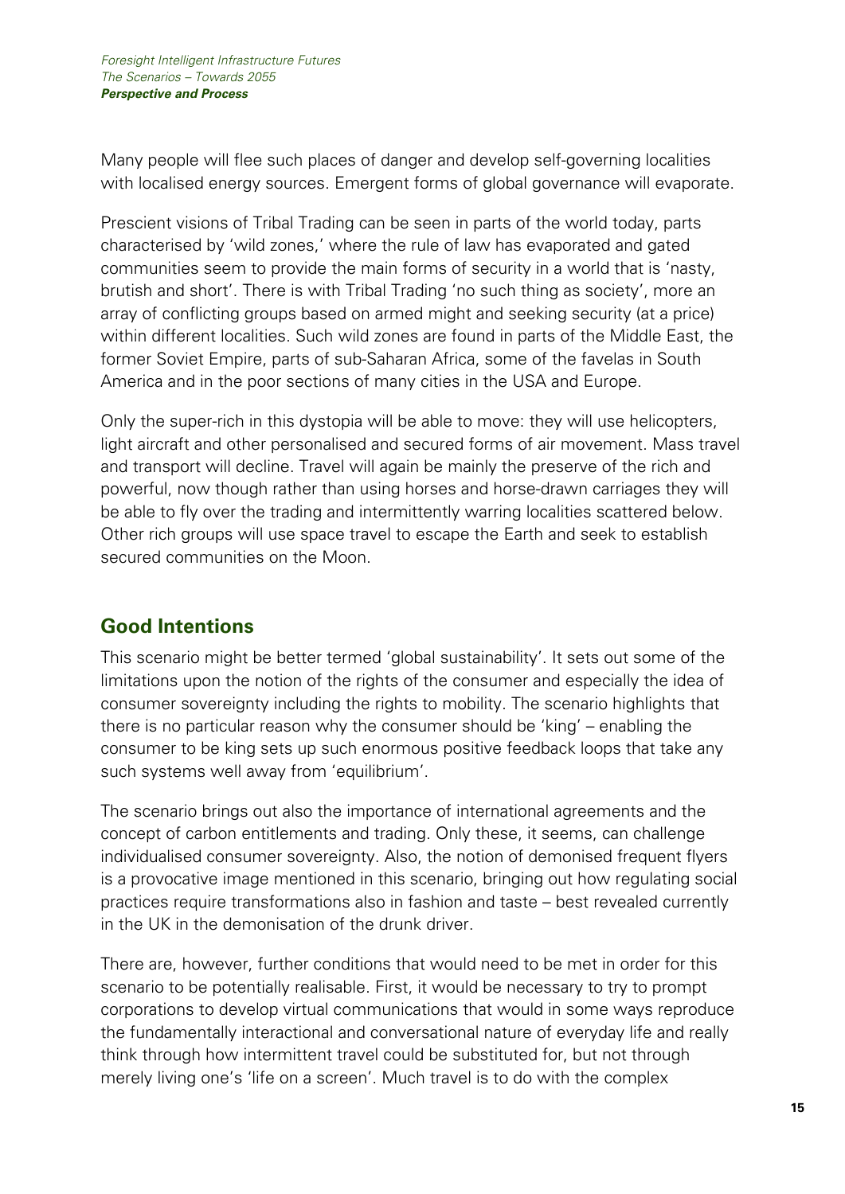Many people will flee such places of danger and develop self-governing localities with localised energy sources. Emergent forms of global governance will evaporate.

Prescient visions of Tribal Trading can be seen in parts of the world today, parts characterised by 'wild zones,' where the rule of law has evaporated and gated communities seem to provide the main forms of security in a world that is 'nasty, brutish and short'. There is with Tribal Trading 'no such thing as society', more an array of conflicting groups based on armed might and seeking security (at a price) within different localities. Such wild zones are found in parts of the Middle East, the former Soviet Empire, parts of sub-Saharan Africa, some of the favelas in South America and in the poor sections of many cities in the USA and Europe.

Only the super-rich in this dystopia will be able to move: they will use helicopters, light aircraft and other personalised and secured forms of air movement. Mass travel and transport will decline. Travel will again be mainly the preserve of the rich and powerful, now though rather than using horses and horse-drawn carriages they will be able to fly over the trading and intermittently warring localities scattered below. Other rich groups will use space travel to escape the Earth and seek to establish secured communities on the Moon.

## Good Intentions

This scenario might be better termed 'global sustainability'. It sets out some of the limitations upon the notion of the rights of the consumer and especially the idea of consumer sovereignty including the rights to mobility. The scenario highlights that there is no particular reason why the consumer should be 'king' – enabling the consumer to be king sets up such enormous positive feedback loops that take any such systems well away from 'equilibrium'.

The scenario brings out also the importance of international agreements and the concept of carbon entitlements and trading. Only these, it seems, can challenge individualised consumer sovereignty. Also, the notion of demonised frequent flyers is a provocative image mentioned in this scenario, bringing out how regulating social practices require transformations also in fashion and taste – best revealed currently in the UK in the demonisation of the drunk driver.

There are, however, further conditions that would need to be met in order for this scenario to be potentially realisable. First, it would be necessary to try to prompt corporations to develop virtual communications that would in some ways reproduce the fundamentally interactional and conversational nature of everyday life and really think through how intermittent travel could be substituted for, but not through merely living one's 'life on a screen'. Much travel is to do with the complex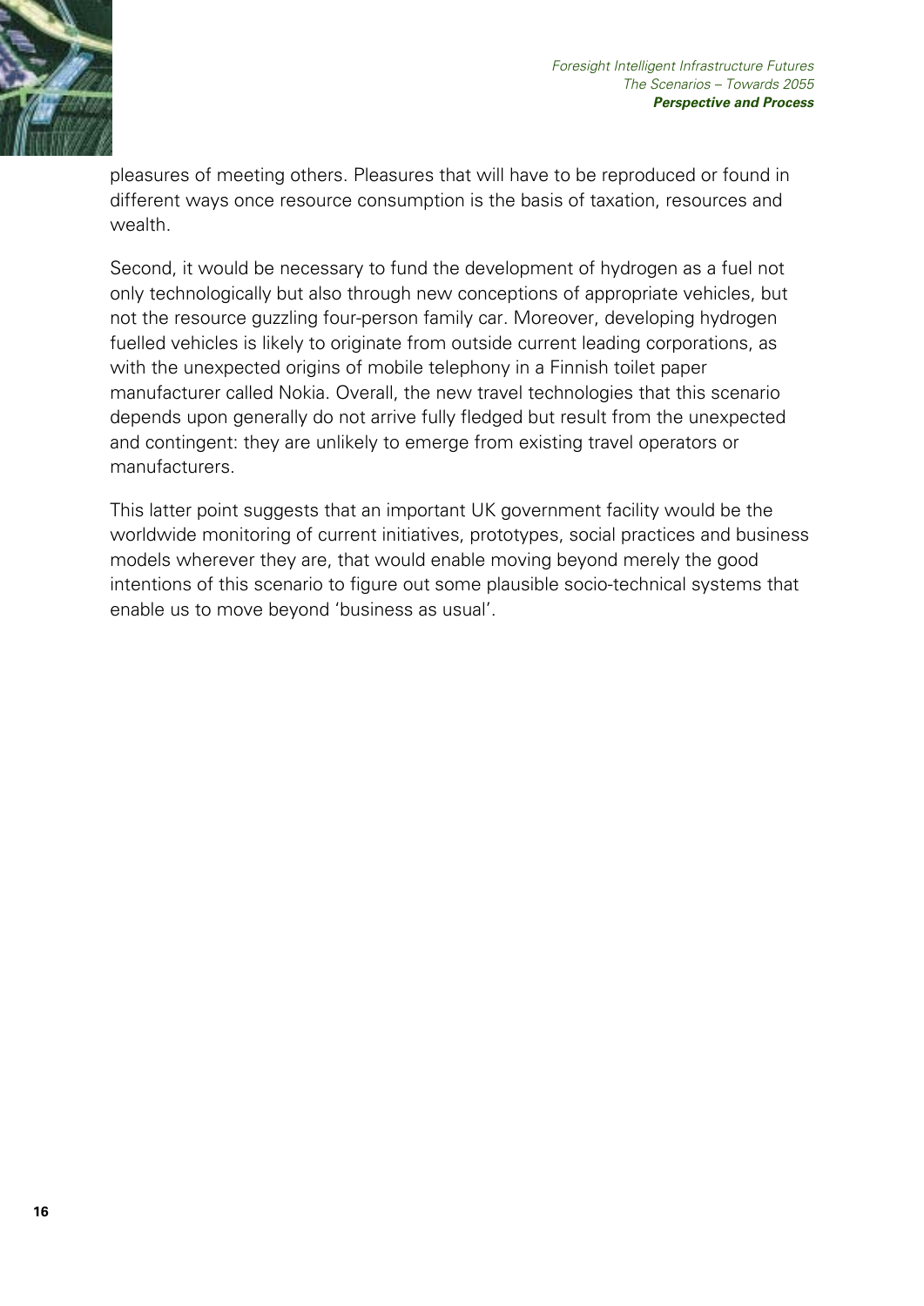pleasures of meeting others. Pleasures that will have to be reproduced or found in different ways once resource consumption is the basis of taxation, resources and wealth.

Second, it would be necessary to fund the development of hydrogen as a fuel not only technologically but also through new conceptions of appropriate vehicles, but not the resource guzzling four-person family car. Moreover, developing hydrogen fuelled vehicles is likely to originate from outside current leading corporations, as with the unexpected origins of mobile telephony in a Finnish toilet paper manufacturer called Nokia. Overall, the new travel technologies that this scenario depends upon generally do not arrive fully fledged but result from the unexpected and contingent: they are unlikely to emerge from existing travel operators or manufacturers.

This latter point suggests that an important UK government facility would be the worldwide monitoring of current initiatives, prototypes, social practices and business models wherever they are, that would enable moving beyond merely the good intentions of this scenario to figure out some plausible socio-technical systems that enable us to move beyond 'business as usual'.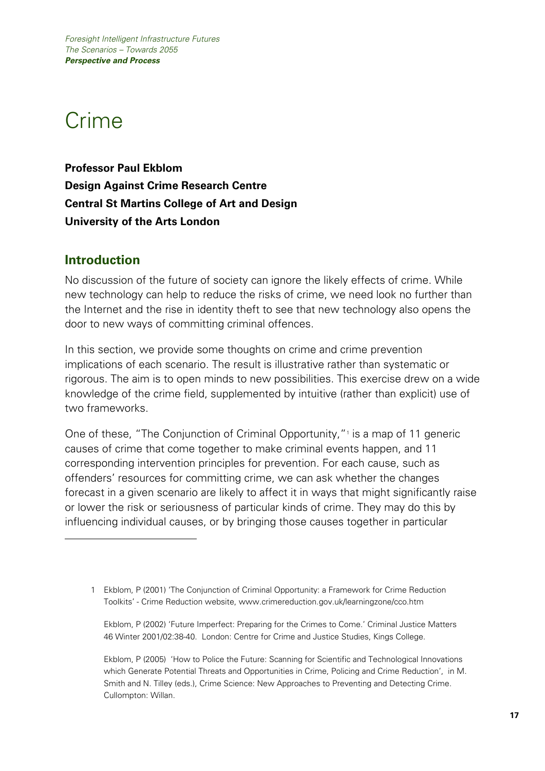# Crime

**Professor Paul Ekblom**
**Design Against Crime Research Centre**
**Central St Martins College of Art and Design**
**University of the Arts London**

## Introduction

No discussion of the future of society can ignore the likely effects of crime. While new technology can help to reduce the risks of crime, we need look no further than the Internet and the rise in identity theft to see that new technology also opens the door to new ways of committing criminal offences.

In this section, we provide some thoughts on crime and crime prevention implications of each scenario. The result is illustrative rather than systematic or rigorous. The aim is to open minds to new possibilities. This exercise drew on a wide knowledge of the crime field, supplemented by intuitive (rather than explicit) use of two frameworks.

One of these, "The Conjunction of Criminal Opportunity,"[1] is a map of 11 generic causes of crime that come together to make criminal events happen, and 11 corresponding intervention principles for prevention. For each cause, such as offenders' resources for committing crime, we can ask whether the changes forecast in a given scenario are likely to affect it in ways that might significantly raise or lower the risk or seriousness of particular kinds of crime. They may do this by influencing individual causes, or by bringing those causes together in particular

---

1 Ekblom, P (2001) 'The Conjunction of Criminal Opportunity: a Framework for Crime Reduction Toolkits' - Crime Reduction website, www.crimereduction.gov.uk/learningzone/cco.htm

Ekblom, P (2002) 'Future Imperfect: Preparing for the Crimes to Come.' Criminal Justice Matters 46 Winter 2001/02:38-40. London: Centre for Crime and Justice Studies, Kings College.

Ekblom, P (2005) 'How to Police the Future: Scanning for Scientific and Technological Innovations which Generate Potential Threats and Opportunities in Crime, Policing and Crime Reduction', in M. Smith and N. Tilley (eds.), Crime Science: New Approaches to Preventing and Detecting Crime. Cullompton: Willan.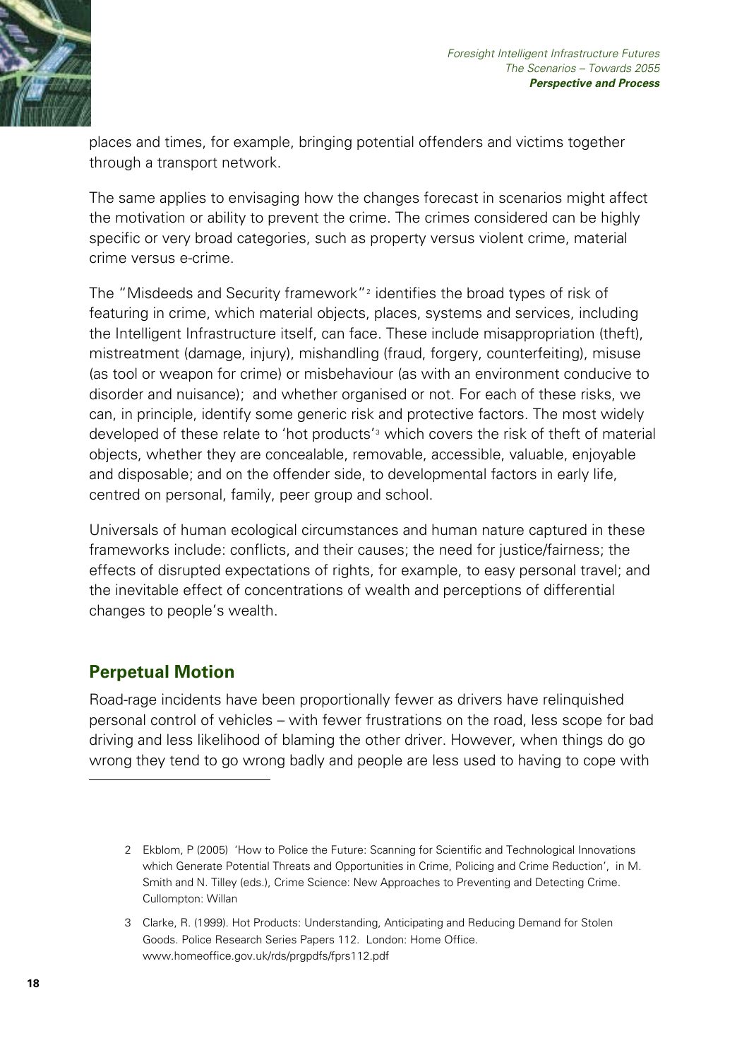places and times, for example, bringing potential offenders and victims together through a transport network.

The same applies to envisaging how the changes forecast in scenarios might affect the motivation or ability to prevent the crime. The crimes considered can be highly specific or very broad categories, such as property versus violent crime, material crime versus e-crime.

The "Misdeeds and Security framework"[2] identifies the broad types of risk of featuring in crime, which material objects, places, systems and services, including the Intelligent Infrastructure itself, can face. These include misappropriation (theft), mistreatment (damage, injury), mishandling (fraud, forgery, counterfeiting), misuse (as tool or weapon for crime) or misbehaviour (as with an environment conducive to disorder and nuisance); and whether organised or not. For each of these risks, we can, in principle, identify some generic risk and protective factors. The most widely developed of these relate to 'hot products'[3] which covers the risk of theft of material objects, whether they are concealable, removable, accessible, valuable, enjoyable and disposable; and on the offender side, to developmental factors in early life, centred on personal, family, peer group and school.

Universals of human ecological circumstances and human nature captured in these frameworks include: conflicts, and their causes; the need for justice/fairness; the effects of disrupted expectations of rights, for example, to easy personal travel; and the inevitable effect of concentrations of wealth and perceptions of differential changes to people's wealth.

## Perpetual Motion

Road-rage incidents have been proportionally fewer as drivers have relinquished personal control of vehicles – with fewer frustrations on the road, less scope for bad driving and less likelihood of blaming the other driver. However, when things do go wrong they tend to go wrong badly and people are less used to having to cope with

---

2 Ekblom, P (2005) 'How to Police the Future: Scanning for Scientific and Technological Innovations which Generate Potential Threats and Opportunities in Crime, Policing and Crime Reduction', in M. Smith and N. Tilley (eds.), Crime Science: New Approaches to Preventing and Detecting Crime. Cullompton: Willan

3 Clarke, R. (1999). Hot Products: Understanding, Anticipating and Reducing Demand for Stolen Goods. Police Research Series Papers 112. London: Home Office. www.homeoffice.gov.uk/rds/prgpdfs/fprs112.pdf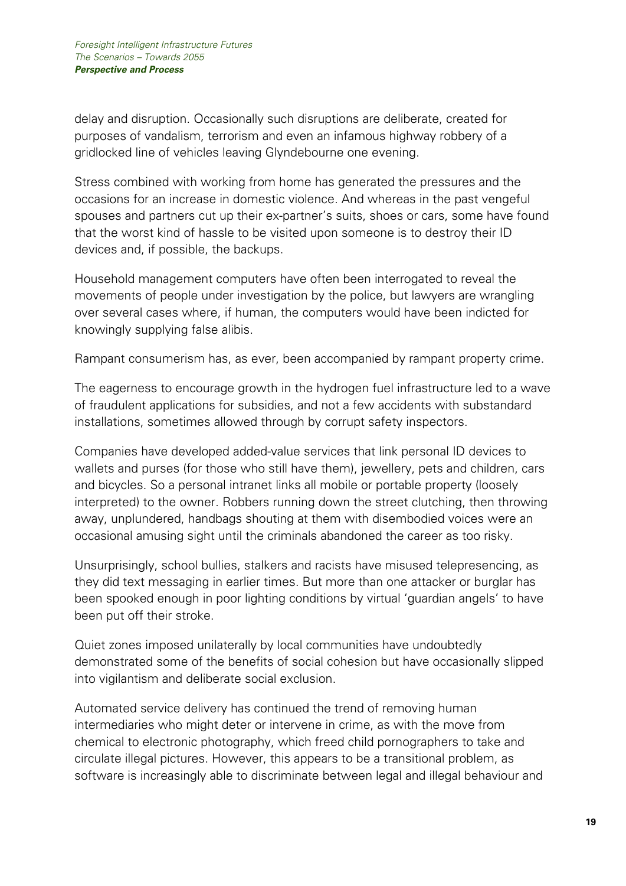delay and disruption. Occasionally such disruptions are deliberate, created for purposes of vandalism, terrorism and even an infamous highway robbery of a gridlocked line of vehicles leaving Glyndebourne one evening.

Stress combined with working from home has generated the pressures and the occasions for an increase in domestic violence. And whereas in the past vengeful spouses and partners cut up their ex-partner's suits, shoes or cars, some have found that the worst kind of hassle to be visited upon someone is to destroy their ID devices and, if possible, the backups.

Household management computers have often been interrogated to reveal the movements of people under investigation by the police, but lawyers are wrangling over several cases where, if human, the computers would have been indicted for knowingly supplying false alibis.

Rampant consumerism has, as ever, been accompanied by rampant property crime.

The eagerness to encourage growth in the hydrogen fuel infrastructure led to a wave of fraudulent applications for subsidies, and not a few accidents with substandard installations, sometimes allowed through by corrupt safety inspectors.

Companies have developed added-value services that link personal ID devices to wallets and purses (for those who still have them), jewellery, pets and children, cars and bicycles. So a personal intranet links all mobile or portable property (loosely interpreted) to the owner. Robbers running down the street clutching, then throwing away, unplundered, handbags shouting at them with disembodied voices were an occasional amusing sight until the criminals abandoned the career as too risky.

Unsurprisingly, school bullies, stalkers and racists have misused telepresencing, as they did text messaging in earlier times. But more than one attacker or burglar has been spooked enough in poor lighting conditions by virtual 'guardian angels' to have been put off their stroke.

Quiet zones imposed unilaterally by local communities have undoubtedly demonstrated some of the benefits of social cohesion but have occasionally slipped into vigilantism and deliberate social exclusion.

Automated service delivery has continued the trend of removing human intermediaries who might deter or intervene in crime, as with the move from chemical to electronic photography, which freed child pornographers to take and circulate illegal pictures. However, this appears to be a transitional problem, as software is increasingly able to discriminate between legal and illegal behaviour and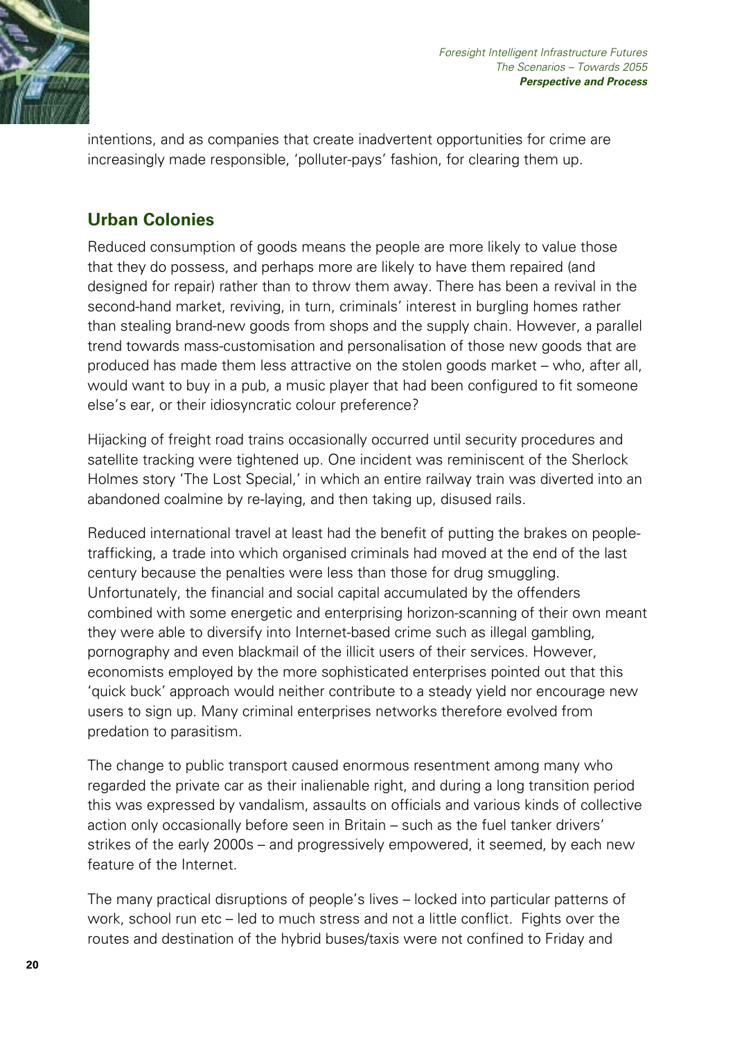intentions, and as companies that create inadvertent opportunities for crime are increasingly made responsible, 'polluter-pays' fashion, for clearing them up.

## Urban Colonies

Reduced consumption of goods means the people are more likely to value those that they do possess, and perhaps more are likely to have them repaired (and designed for repair) rather than to throw them away. There has been a revival in the second-hand market, reviving, in turn, criminals' interest in burgling homes rather than stealing brand-new goods from shops and the supply chain. However, a parallel trend towards mass-customisation and personalisation of those new goods that are produced has made them less attractive on the stolen goods market – who, after all, would want to buy in a pub, a music player that had been configured to fit someone else's ear, or their idiosyncratic colour preference?

Hijacking of freight road trains occasionally occurred until security procedures and satellite tracking were tightened up. One incident was reminiscent of the Sherlock Holmes story 'The Lost Special,' in which an entire railway train was diverted into an abandoned coalmine by re-laying, and then taking up, disused rails.

Reduced international travel at least had the benefit of putting the brakes on people-trafficking, a trade into which organised criminals had moved at the end of the last century because the penalties were less than those for drug smuggling. Unfortunately, the financial and social capital accumulated by the offenders combined with some energetic and enterprising horizon-scanning of their own meant they were able to diversify into Internet-based crime such as illegal gambling, pornography and even blackmail of the illicit users of their services. However, economists employed by the more sophisticated enterprises pointed out that this 'quick buck' approach would neither contribute to a steady yield nor encourage new users to sign up. Many criminal enterprises networks therefore evolved from predation to parasitism.

The change to public transport caused enormous resentment among many who regarded the private car as their inalienable right, and during a long transition period this was expressed by vandalism, assaults on officials and various kinds of collective action only occasionally before seen in Britain – such as the fuel tanker drivers' strikes of the early 2000s – and progressively empowered, it seemed, by each new feature of the Internet.

The many practical disruptions of people's lives – locked into particular patterns of work, school run etc – led to much stress and not a little conflict. Fights over the routes and destination of the hybrid buses/taxis were not confined to Friday and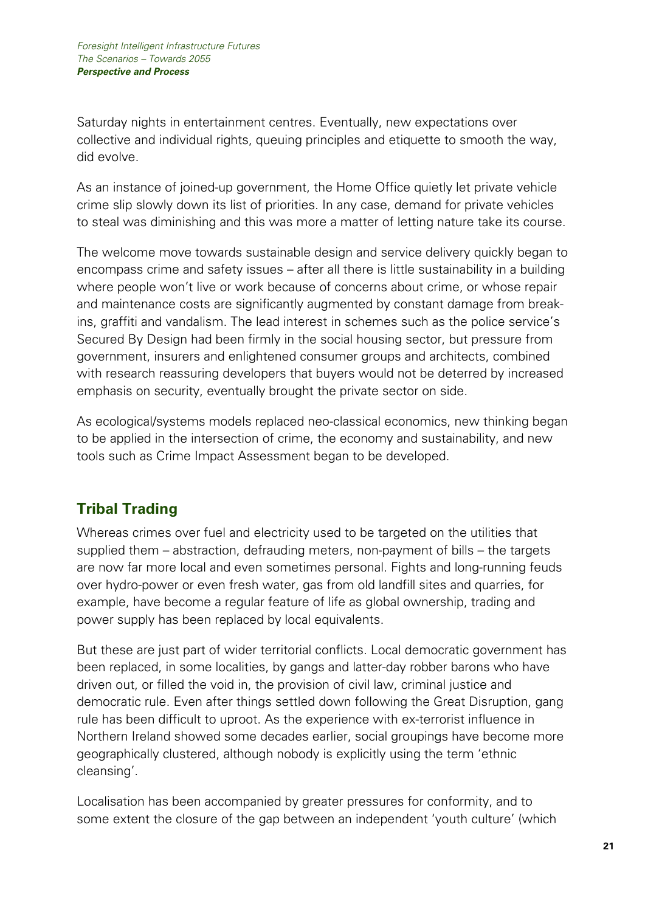Saturday nights in entertainment centres. Eventually, new expectations over collective and individual rights, queuing principles and etiquette to smooth the way, did evolve.

As an instance of joined-up government, the Home Office quietly let private vehicle crime slip slowly down its list of priorities. In any case, demand for private vehicles to steal was diminishing and this was more a matter of letting nature take its course.

The welcome move towards sustainable design and service delivery quickly began to encompass crime and safety issues – after all there is little sustainability in a building where people won't live or work because of concerns about crime, or whose repair and maintenance costs are significantly augmented by constant damage from break-ins, graffiti and vandalism. The lead interest in schemes such as the police service's Secured By Design had been firmly in the social housing sector, but pressure from government, insurers and enlightened consumer groups and architects, combined with research reassuring developers that buyers would not be deterred by increased emphasis on security, eventually brought the private sector on side.

As ecological/systems models replaced neo-classical economics, new thinking began to be applied in the intersection of crime, the economy and sustainability, and new tools such as Crime Impact Assessment began to be developed.

## Tribal Trading

Whereas crimes over fuel and electricity used to be targeted on the utilities that supplied them – abstraction, defrauding meters, non-payment of bills – the targets are now far more local and even sometimes personal. Fights and long-running feuds over hydro-power or even fresh water, gas from old landfill sites and quarries, for example, have become a regular feature of life as global ownership, trading and power supply has been replaced by local equivalents.

But these are just part of wider territorial conflicts. Local democratic government has been replaced, in some localities, by gangs and latter-day robber barons who have driven out, or filled the void in, the provision of civil law, criminal justice and democratic rule. Even after things settled down following the Great Disruption, gang rule has been difficult to uproot. As the experience with ex-terrorist influence in Northern Ireland showed some decades earlier, social groupings have become more geographically clustered, although nobody is explicitly using the term 'ethnic cleansing'.

Localisation has been accompanied by greater pressures for conformity, and to some extent the closure of the gap between an independent 'youth culture' (which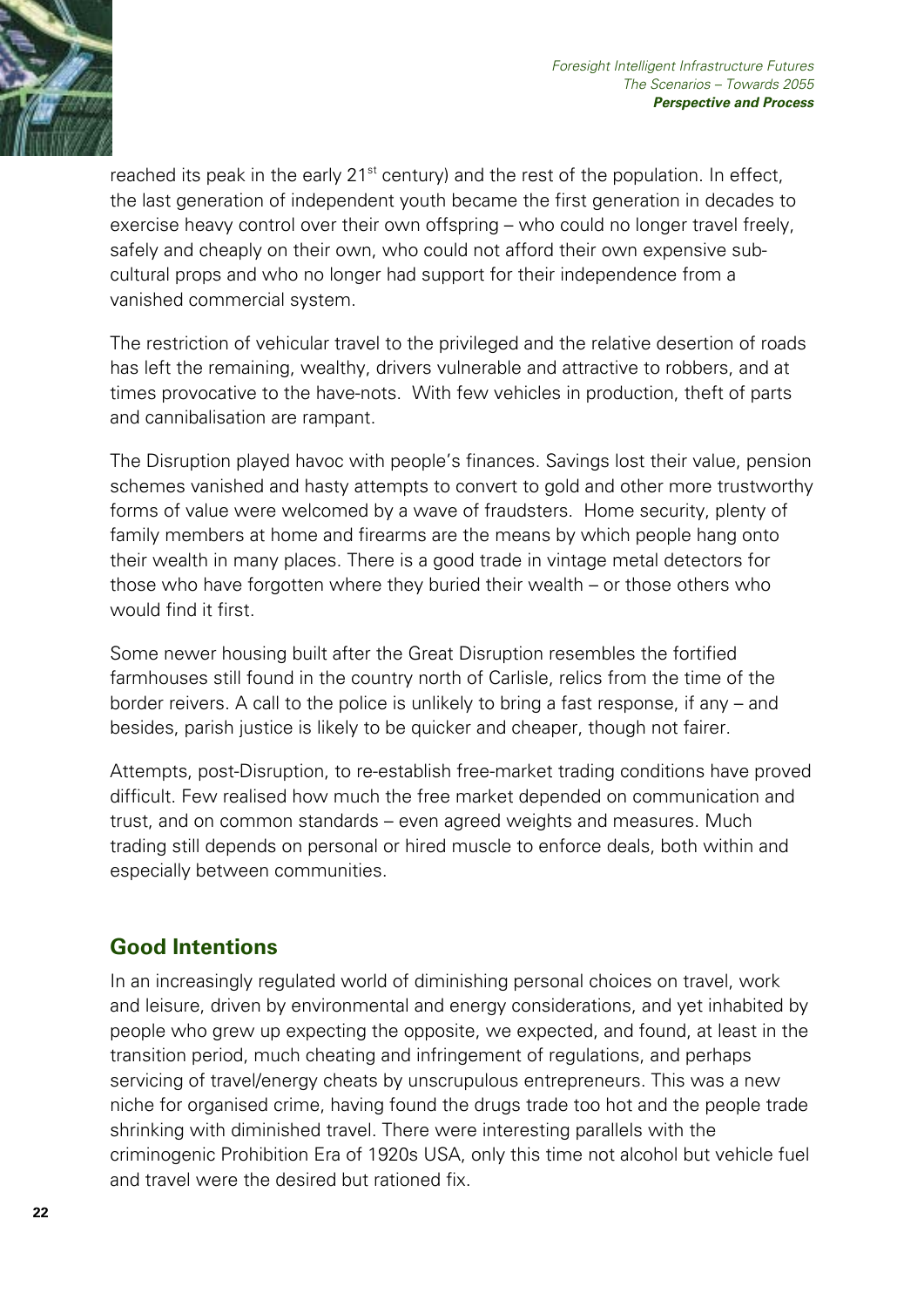reached its peak in the early 21st century) and the rest of the population. In effect, the last generation of independent youth became the first generation in decades to exercise heavy control over their own offspring – who could no longer travel freely, safely and cheaply on their own, who could not afford their own expensive sub-cultural props and who no longer had support for their independence from a vanished commercial system.

The restriction of vehicular travel to the privileged and the relative desertion of roads has left the remaining, wealthy, drivers vulnerable and attractive to robbers, and at times provocative to the have-nots. With few vehicles in production, theft of parts and cannibalisation are rampant.

The Disruption played havoc with people's finances. Savings lost their value, pension schemes vanished and hasty attempts to convert to gold and other more trustworthy forms of value were welcomed by a wave of fraudsters. Home security, plenty of family members at home and firearms are the means by which people hang onto their wealth in many places. There is a good trade in vintage metal detectors for those who have forgotten where they buried their wealth – or those others who would find it first.

Some newer housing built after the Great Disruption resembles the fortified farmhouses still found in the country north of Carlisle, relics from the time of the border reivers. A call to the police is unlikely to bring a fast response, if any – and besides, parish justice is likely to be quicker and cheaper, though not fairer.

Attempts, post-Disruption, to re-establish free-market trading conditions have proved difficult. Few realised how much the free market depended on communication and trust, and on common standards – even agreed weights and measures. Much trading still depends on personal or hired muscle to enforce deals, both within and especially between communities.

## Good Intentions

In an increasingly regulated world of diminishing personal choices on travel, work and leisure, driven by environmental and energy considerations, and yet inhabited by people who grew up expecting the opposite, we expected, and found, at least in the transition period, much cheating and infringement of regulations, and perhaps servicing of travel/energy cheats by unscrupulous entrepreneurs. This was a new niche for organised crime, having found the drugs trade too hot and the people trade shrinking with diminished travel. There were interesting parallels with the criminogenic Prohibition Era of 1920s USA, only this time not alcohol but vehicle fuel and travel were the desired but rationed fix.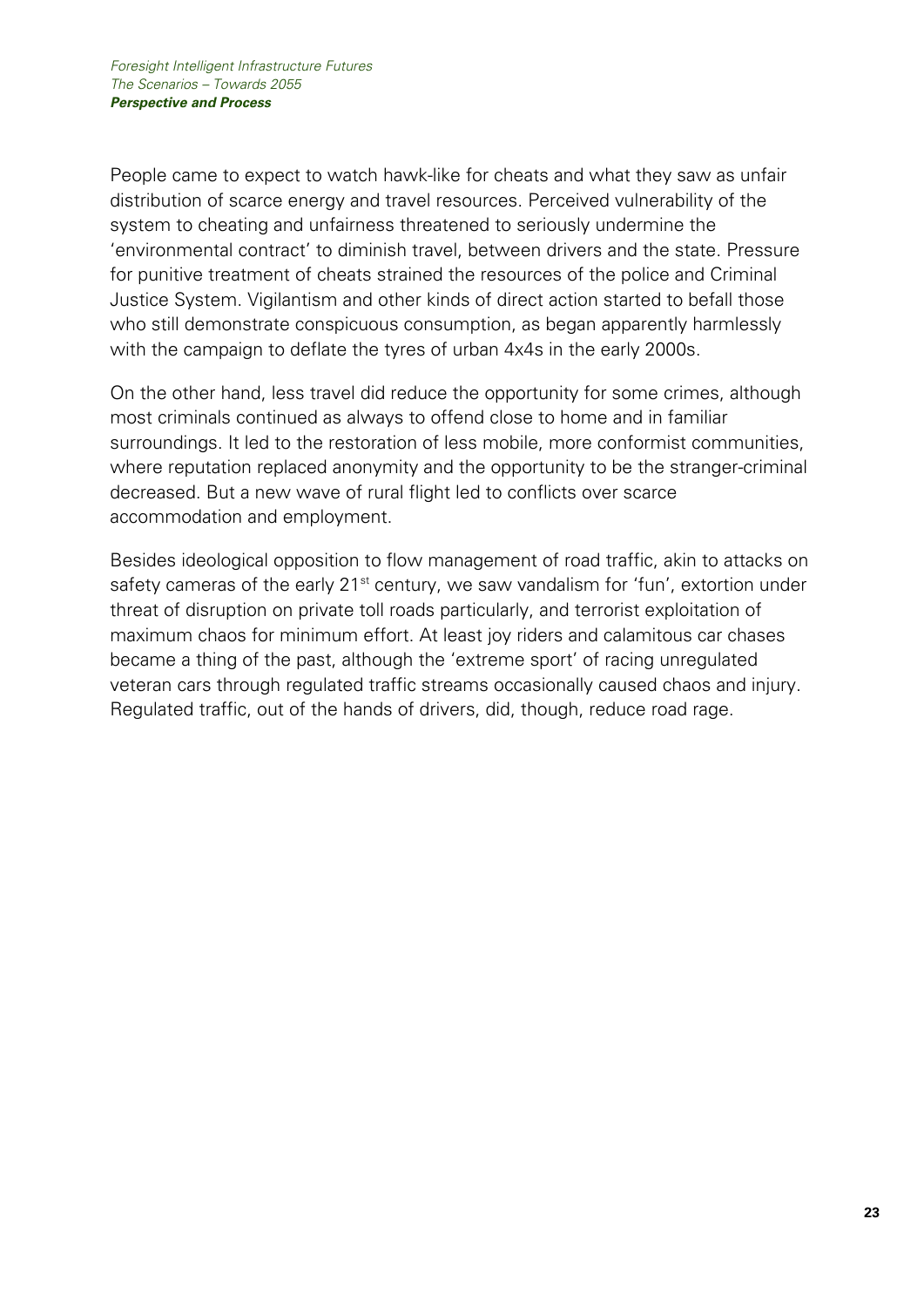People came to expect to watch hawk-like for cheats and what they saw as unfair distribution of scarce energy and travel resources. Perceived vulnerability of the system to cheating and unfairness threatened to seriously undermine the 'environmental contract' to diminish travel, between drivers and the state. Pressure for punitive treatment of cheats strained the resources of the police and Criminal Justice System. Vigilantism and other kinds of direct action started to befall those who still demonstrate conspicuous consumption, as began apparently harmlessly with the campaign to deflate the tyres of urban 4x4s in the early 2000s.

On the other hand, less travel did reduce the opportunity for some crimes, although most criminals continued as always to offend close to home and in familiar surroundings. It led to the restoration of less mobile, more conformist communities, where reputation replaced anonymity and the opportunity to be the stranger-criminal decreased. But a new wave of rural flight led to conflicts over scarce accommodation and employment.

Besides ideological opposition to flow management of road traffic, akin to attacks on safety cameras of the early 21st century, we saw vandalism for 'fun', extortion under threat of disruption on private toll roads particularly, and terrorist exploitation of maximum chaos for minimum effort. At least joy riders and calamitous car chases became a thing of the past, although the 'extreme sport' of racing unregulated veteran cars through regulated traffic streams occasionally caused chaos and injury. Regulated traffic, out of the hands of drivers, did, though, reduce road rage.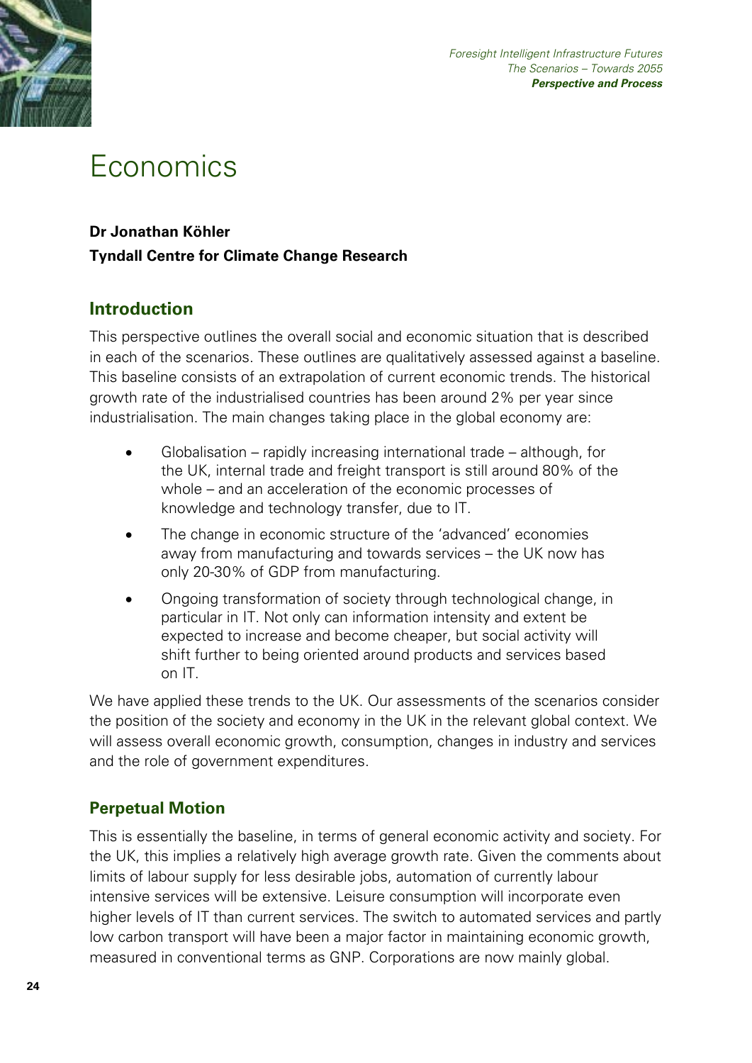# Economics

**Dr Jonathan Köhler**
**Tyndall Centre for Climate Change Research**

## Introduction

This perspective outlines the overall social and economic situation that is described in each of the scenarios. These outlines are qualitatively assessed against a baseline. This baseline consists of an extrapolation of current economic trends. The historical growth rate of the industrialised countries has been around 2% per year since industrialisation. The main changes taking place in the global economy are:

- Globalisation – rapidly increasing international trade – although, for the UK, internal trade and freight transport is still around 80% of the whole – and an acceleration of the economic processes of knowledge and technology transfer, due to IT.
- The change in economic structure of the 'advanced' economies away from manufacturing and towards services – the UK now has only 20-30% of GDP from manufacturing.
- Ongoing transformation of society through technological change, in particular in IT. Not only can information intensity and extent be expected to increase and become cheaper, but social activity will shift further to being oriented around products and services based on IT.

We have applied these trends to the UK. Our assessments of the scenarios consider the position of the society and economy in the UK in the relevant global context. We will assess overall economic growth, consumption, changes in industry and services and the role of government expenditures.

## Perpetual Motion

This is essentially the baseline, in terms of general economic activity and society. For the UK, this implies a relatively high average growth rate. Given the comments about limits of labour supply for less desirable jobs, automation of currently labour intensive services will be extensive. Leisure consumption will incorporate even higher levels of IT than current services. The switch to automated services and partly low carbon transport will have been a major factor in maintaining economic growth, measured in conventional terms as GNP. Corporations are now mainly global.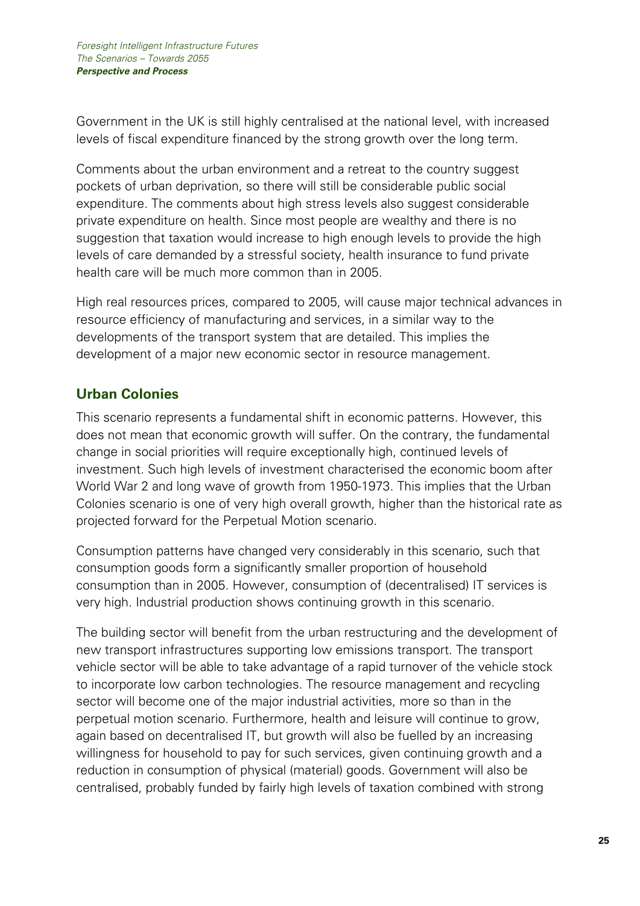Government in the UK is still highly centralised at the national level, with increased levels of fiscal expenditure financed by the strong growth over the long term.

Comments about the urban environment and a retreat to the country suggest pockets of urban deprivation, so there will still be considerable public social expenditure. The comments about high stress levels also suggest considerable private expenditure on health. Since most people are wealthy and there is no suggestion that taxation would increase to high enough levels to provide the high levels of care demanded by a stressful society, health insurance to fund private health care will be much more common than in 2005.

High real resources prices, compared to 2005, will cause major technical advances in resource efficiency of manufacturing and services, in a similar way to the developments of the transport system that are detailed. This implies the development of a major new economic sector in resource management.

## Urban Colonies

This scenario represents a fundamental shift in economic patterns. However, this does not mean that economic growth will suffer. On the contrary, the fundamental change in social priorities will require exceptionally high, continued levels of investment. Such high levels of investment characterised the economic boom after World War 2 and long wave of growth from 1950-1973. This implies that the Urban Colonies scenario is one of very high overall growth, higher than the historical rate as projected forward for the Perpetual Motion scenario.

Consumption patterns have changed very considerably in this scenario, such that consumption goods form a significantly smaller proportion of household consumption than in 2005. However, consumption of (decentralised) IT services is very high. Industrial production shows continuing growth in this scenario.

The building sector will benefit from the urban restructuring and the development of new transport infrastructures supporting low emissions transport. The transport vehicle sector will be able to take advantage of a rapid turnover of the vehicle stock to incorporate low carbon technologies. The resource management and recycling sector will become one of the major industrial activities, more so than in the perpetual motion scenario. Furthermore, health and leisure will continue to grow, again based on decentralised IT, but growth will also be fuelled by an increasing willingness for household to pay for such services, given continuing growth and a reduction in consumption of physical (material) goods. Government will also be centralised, probably funded by fairly high levels of taxation combined with strong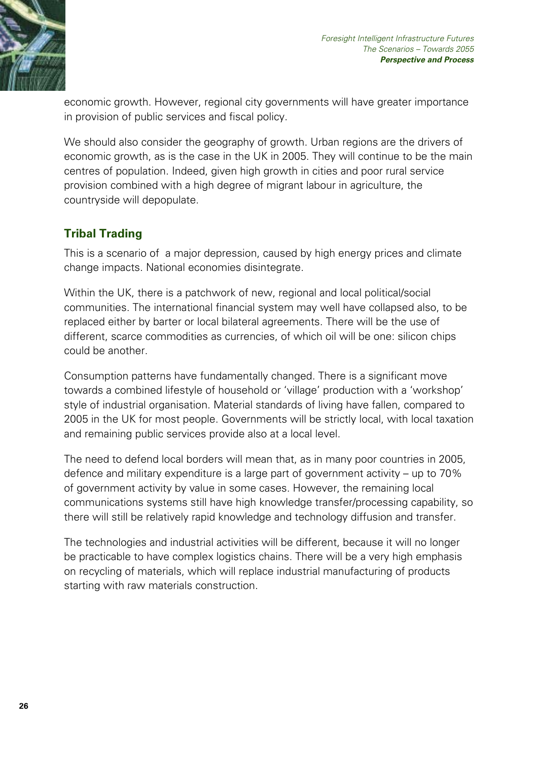economic growth. However, regional city governments will have greater importance in provision of public services and fiscal policy.

We should also consider the geography of growth. Urban regions are the drivers of economic growth, as is the case in the UK in 2005. They will continue to be the main centres of population. Indeed, given high growth in cities and poor rural service provision combined with a high degree of migrant labour in agriculture, the countryside will depopulate.

## Tribal Trading

This is a scenario of  a major depression, caused by high energy prices and climate change impacts. National economies disintegrate.

Within the UK, there is a patchwork of new, regional and local political/social communities. The international financial system may well have collapsed also, to be replaced either by barter or local bilateral agreements. There will be the use of different, scarce commodities as currencies, of which oil will be one: silicon chips could be another.

Consumption patterns have fundamentally changed. There is a significant move towards a combined lifestyle of household or 'village' production with a 'workshop' style of industrial organisation. Material standards of living have fallen, compared to 2005 in the UK for most people. Governments will be strictly local, with local taxation and remaining public services provide also at a local level.

The need to defend local borders will mean that, as in many poor countries in 2005, defence and military expenditure is a large part of government activity – up to 70% of government activity by value in some cases. However, the remaining local communications systems still have high knowledge transfer/processing capability, so there will still be relatively rapid knowledge and technology diffusion and transfer.

The technologies and industrial activities will be different, because it will no longer be practicable to have complex logistics chains. There will be a very high emphasis on recycling of materials, which will replace industrial manufacturing of products starting with raw materials construction.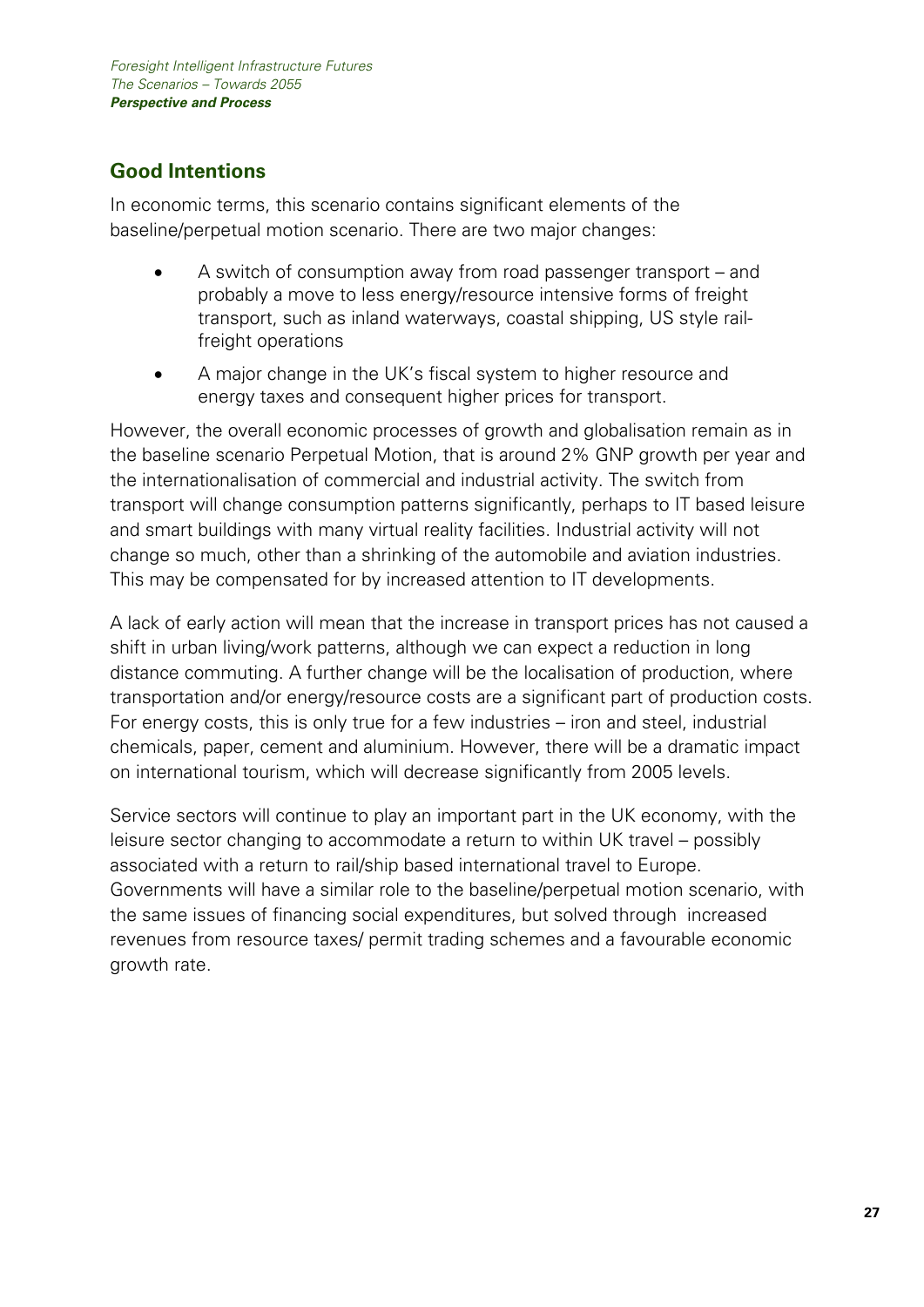## Good Intentions

In economic terms, this scenario contains significant elements of the baseline/perpetual motion scenario. There are two major changes:

- A switch of consumption away from road passenger transport – and probably a move to less energy/resource intensive forms of freight transport, such as inland waterways, coastal shipping, US style rail-freight operations
- A major change in the UK's fiscal system to higher resource and energy taxes and consequent higher prices for transport.

However, the overall economic processes of growth and globalisation remain as in the baseline scenario Perpetual Motion, that is around 2% GNP growth per year and the internationalisation of commercial and industrial activity. The switch from transport will change consumption patterns significantly, perhaps to IT based leisure and smart buildings with many virtual reality facilities. Industrial activity will not change so much, other than a shrinking of the automobile and aviation industries. This may be compensated for by increased attention to IT developments.

A lack of early action will mean that the increase in transport prices has not caused a shift in urban living/work patterns, although we can expect a reduction in long distance commuting. A further change will be the localisation of production, where transportation and/or energy/resource costs are a significant part of production costs. For energy costs, this is only true for a few industries – iron and steel, industrial chemicals, paper, cement and aluminium. However, there will be a dramatic impact on international tourism, which will decrease significantly from 2005 levels.

Service sectors will continue to play an important part in the UK economy, with the leisure sector changing to accommodate a return to within UK travel – possibly associated with a return to rail/ship based international travel to Europe. Governments will have a similar role to the baseline/perpetual motion scenario, with the same issues of financing social expenditures, but solved through increased revenues from resource taxes/ permit trading schemes and a favourable economic growth rate.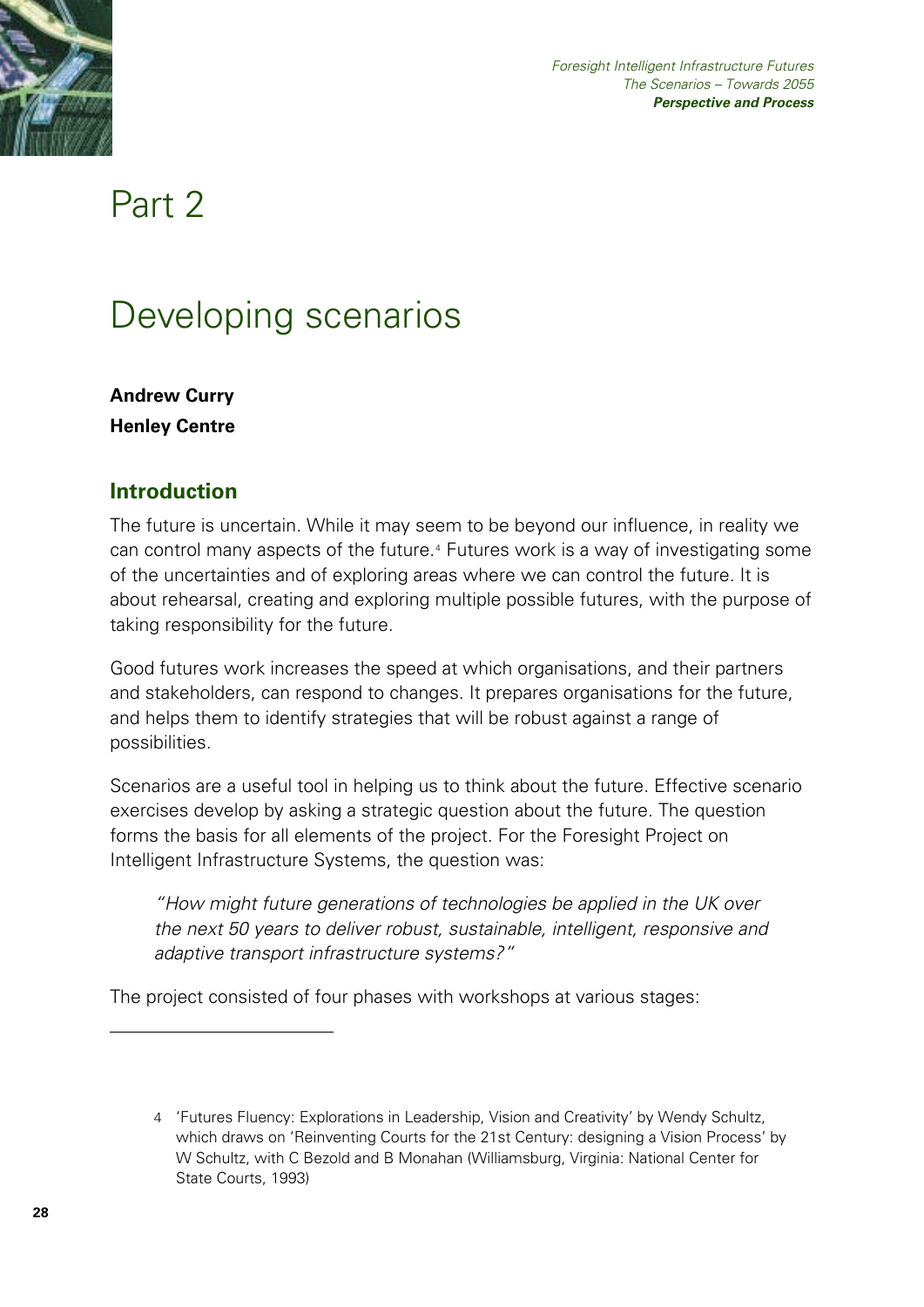# Part 2

# Developing scenarios

**Andrew Curry**
**Henley Centre**

## Introduction

The future is uncertain. While it may seem to be beyond our influence, in reality we can control many aspects of the future.[4] Futures work is a way of investigating some of the uncertainties and of exploring areas where we can control the future. It is about rehearsal, creating and exploring multiple possible futures, with the purpose of taking responsibility for the future.

Good futures work increases the speed at which organisations, and their partners and stakeholders, can respond to changes. It prepares organisations for the future, and helps them to identify strategies that will be robust against a range of possibilities.

Scenarios are a useful tool in helping us to think about the future. Effective scenario exercises develop by asking a strategic question about the future. The question forms the basis for all elements of the project. For the Foresight Project on Intelligent Infrastructure Systems, the question was:

> *"How might future generations of technologies be applied in the UK over the next 50 years to deliver robust, sustainable, intelligent, responsive and adaptive transport infrastructure systems?"*

The project consisted of four phases with workshops at various stages:

---

4 'Futures Fluency: Explorations in Leadership, Vision and Creativity' by Wendy Schultz, which draws on 'Reinventing Courts for the 21st Century: designing a Vision Process' by W Schultz, with C Bezold and B Monahan (Williamsburg, Virginia: National Center for State Courts, 1993)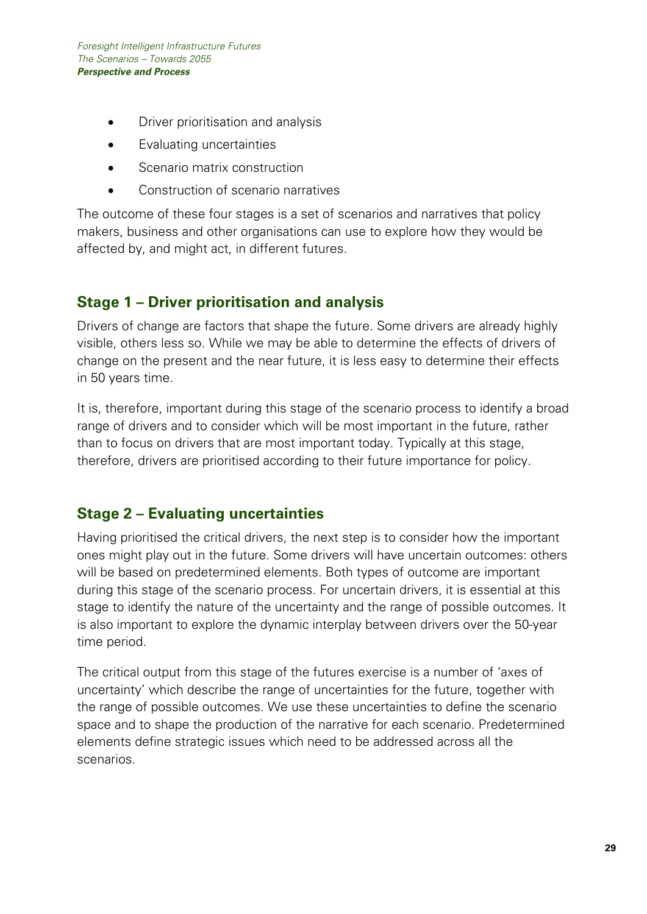- Driver prioritisation and analysis
- Evaluating uncertainties
- Scenario matrix construction
- Construction of scenario narratives

The outcome of these four stages is a set of scenarios and narratives that policy makers, business and other organisations can use to explore how they would be affected by, and might act, in different futures.

## Stage 1 – Driver prioritisation and analysis

Drivers of change are factors that shape the future. Some drivers are already highly visible, others less so. While we may be able to determine the effects of drivers of change on the present and the near future, it is less easy to determine their effects in 50 years time.

It is, therefore, important during this stage of the scenario process to identify a broad range of drivers and to consider which will be most important in the future, rather than to focus on drivers that are most important today. Typically at this stage, therefore, drivers are prioritised according to their future importance for policy.

## Stage 2 – Evaluating uncertainties

Having prioritised the critical drivers, the next step is to consider how the important ones might play out in the future. Some drivers will have uncertain outcomes: others will be based on predetermined elements. Both types of outcome are important during this stage of the scenario process. For uncertain drivers, it is essential at this stage to identify the nature of the uncertainty and the range of possible outcomes. It is also important to explore the dynamic interplay between drivers over the 50-year time period.

The critical output from this stage of the futures exercise is a number of 'axes of uncertainty' which describe the range of uncertainties for the future, together with the range of possible outcomes. We use these uncertainties to define the scenario space and to shape the production of the narrative for each scenario. Predetermined elements define strategic issues which need to be addressed across all the scenarios.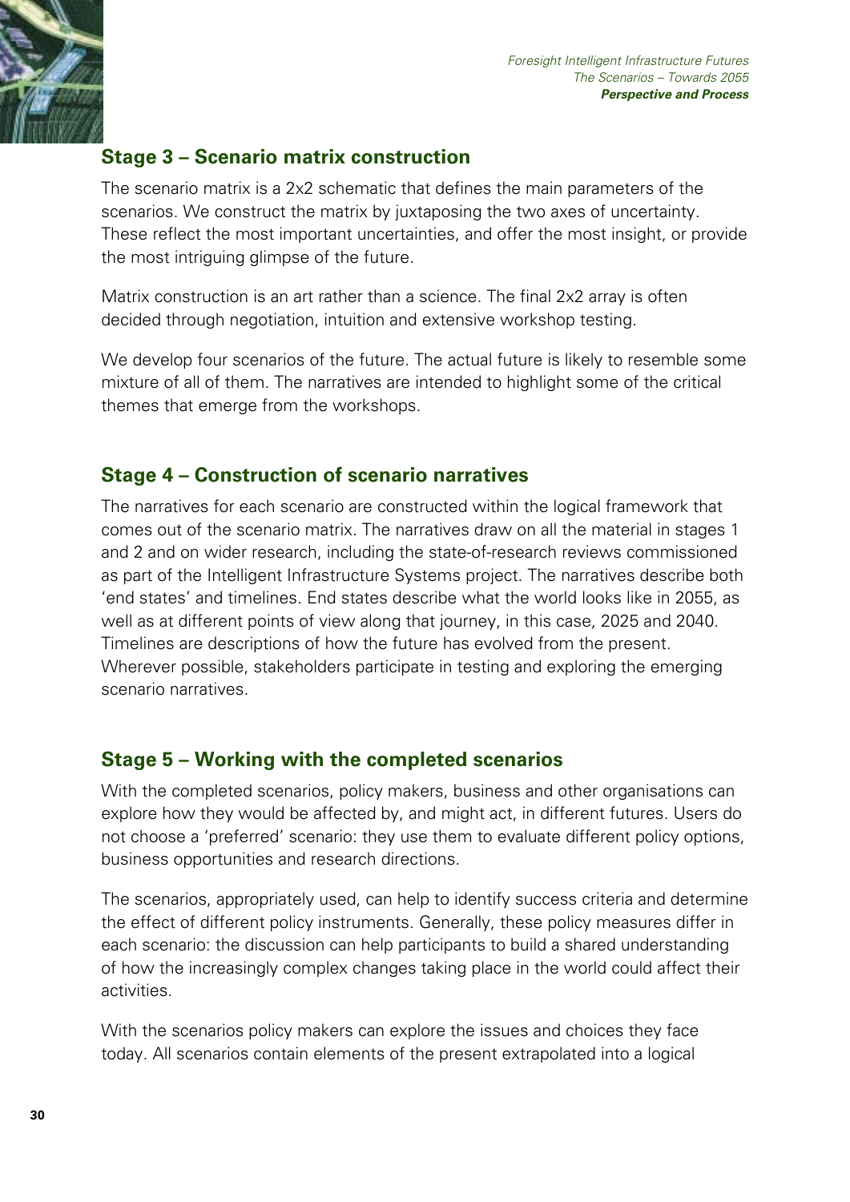## Stage 3 – Scenario matrix construction

The scenario matrix is a 2x2 schematic that defines the main parameters of the scenarios. We construct the matrix by juxtaposing the two axes of uncertainty. These reflect the most important uncertainties, and offer the most insight, or provide the most intriguing glimpse of the future.

Matrix construction is an art rather than a science. The final 2x2 array is often decided through negotiation, intuition and extensive workshop testing.

We develop four scenarios of the future. The actual future is likely to resemble some mixture of all of them. The narratives are intended to highlight some of the critical themes that emerge from the workshops.

## Stage 4 – Construction of scenario narratives

The narratives for each scenario are constructed within the logical framework that comes out of the scenario matrix. The narratives draw on all the material in stages 1 and 2 and on wider research, including the state-of-research reviews commissioned as part of the Intelligent Infrastructure Systems project. The narratives describe both 'end states' and timelines. End states describe what the world looks like in 2055, as well as at different points of view along that journey, in this case, 2025 and 2040. Timelines are descriptions of how the future has evolved from the present. Wherever possible, stakeholders participate in testing and exploring the emerging scenario narratives.

## Stage 5 – Working with the completed scenarios

With the completed scenarios, policy makers, business and other organisations can explore how they would be affected by, and might act, in different futures. Users do not choose a 'preferred' scenario: they use them to evaluate different policy options, business opportunities and research directions.

The scenarios, appropriately used, can help to identify success criteria and determine the effect of different policy instruments. Generally, these policy measures differ in each scenario: the discussion can help participants to build a shared understanding of how the increasingly complex changes taking place in the world could affect their activities.

With the scenarios policy makers can explore the issues and choices they face today. All scenarios contain elements of the present extrapolated into a logical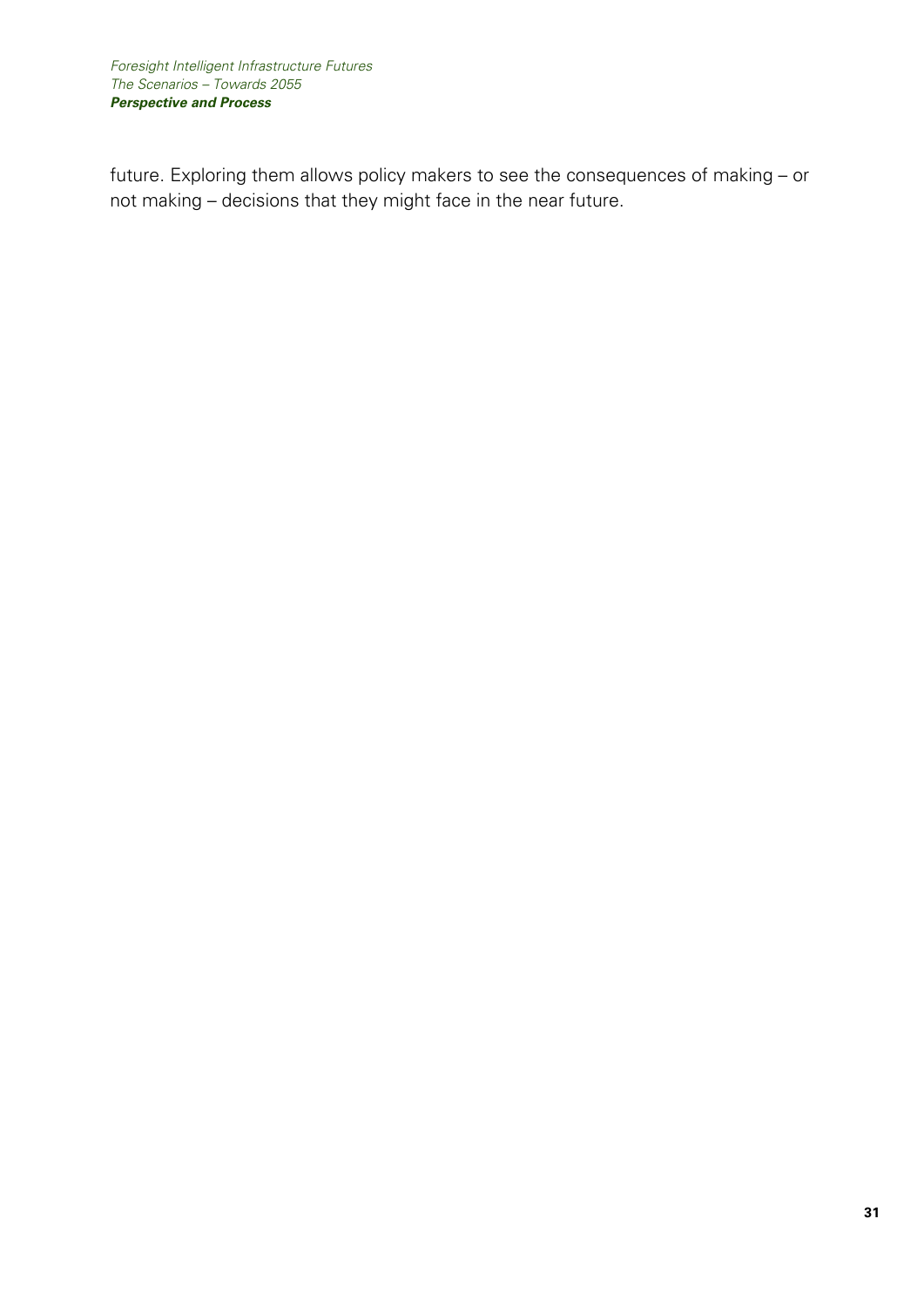future. Exploring them allows policy makers to see the consequences of making – or not making – decisions that they might face in the near future.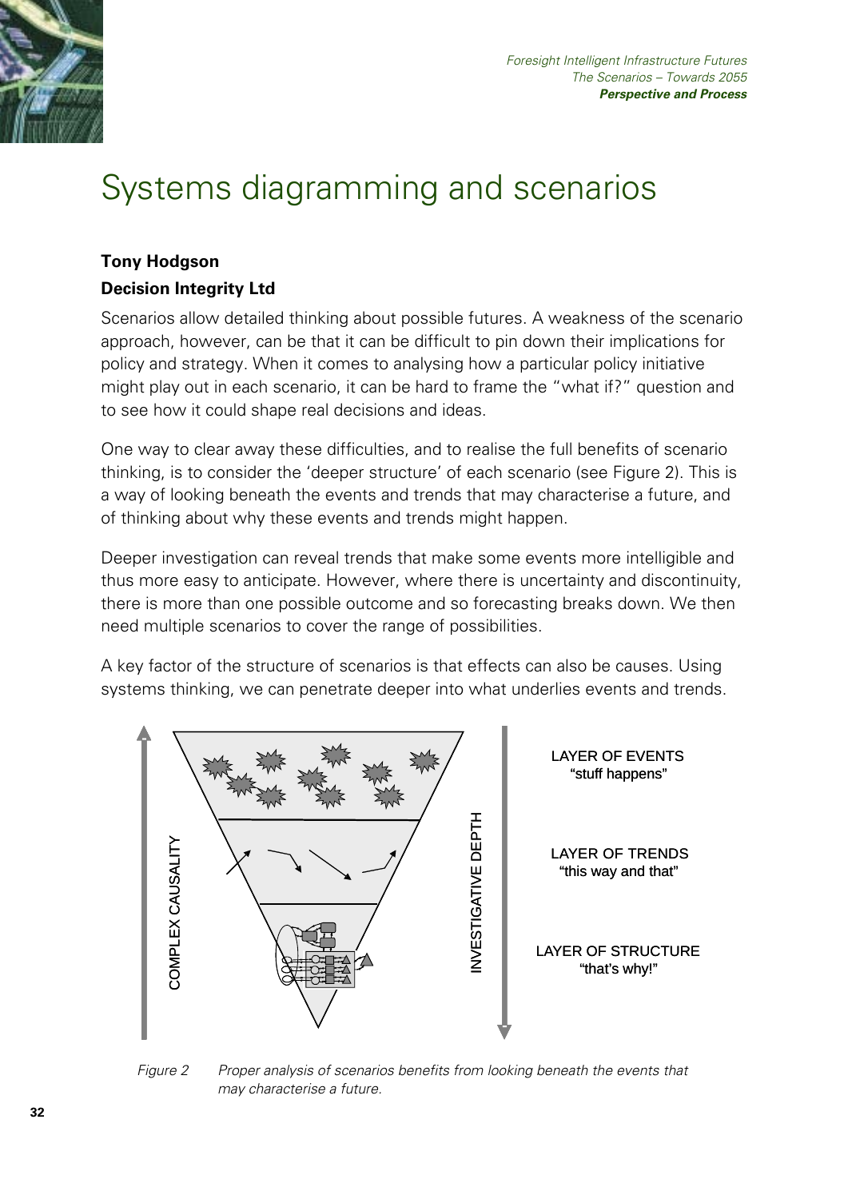# Systems diagramming and scenarios

**Tony Hodgson**

**Decision Integrity Ltd**

Scenarios allow detailed thinking about possible futures. A weakness of the scenario approach, however, can be that it can be difficult to pin down their implications for policy and strategy. When it comes to analysing how a particular policy initiative might play out in each scenario, it can be hard to frame the "what if?" question and to see how it could shape real decisions and ideas.

One way to clear away these difficulties, and to realise the full benefits of scenario thinking, is to consider the 'deeper structure' of each scenario (see Figure 2). This is a way of looking beneath the events and trends that may characterise a future, and of thinking about why these events and trends might happen.

Deeper investigation can reveal trends that make some events more intelligible and thus more easy to anticipate. However, where there is uncertainty and discontinuity, there is more than one possible outcome and so forecasting breaks down. We then need multiple scenarios to cover the range of possibilities.

A key factor of the structure of scenarios is that effects can also be causes. Using systems thinking, we can penetrate deeper into what underlies events and trends.

COMPLEX CAUSALITY

INVESTIGATIVE DEPTH

LAYER OF EVENTS
"stuff happens"

LAYER OF TRENDS
"this way and that"

LAYER OF STRUCTURE
"that's why!"

*Figure 2 Proper analysis of scenarios benefits from looking beneath the events that may characterise a future.*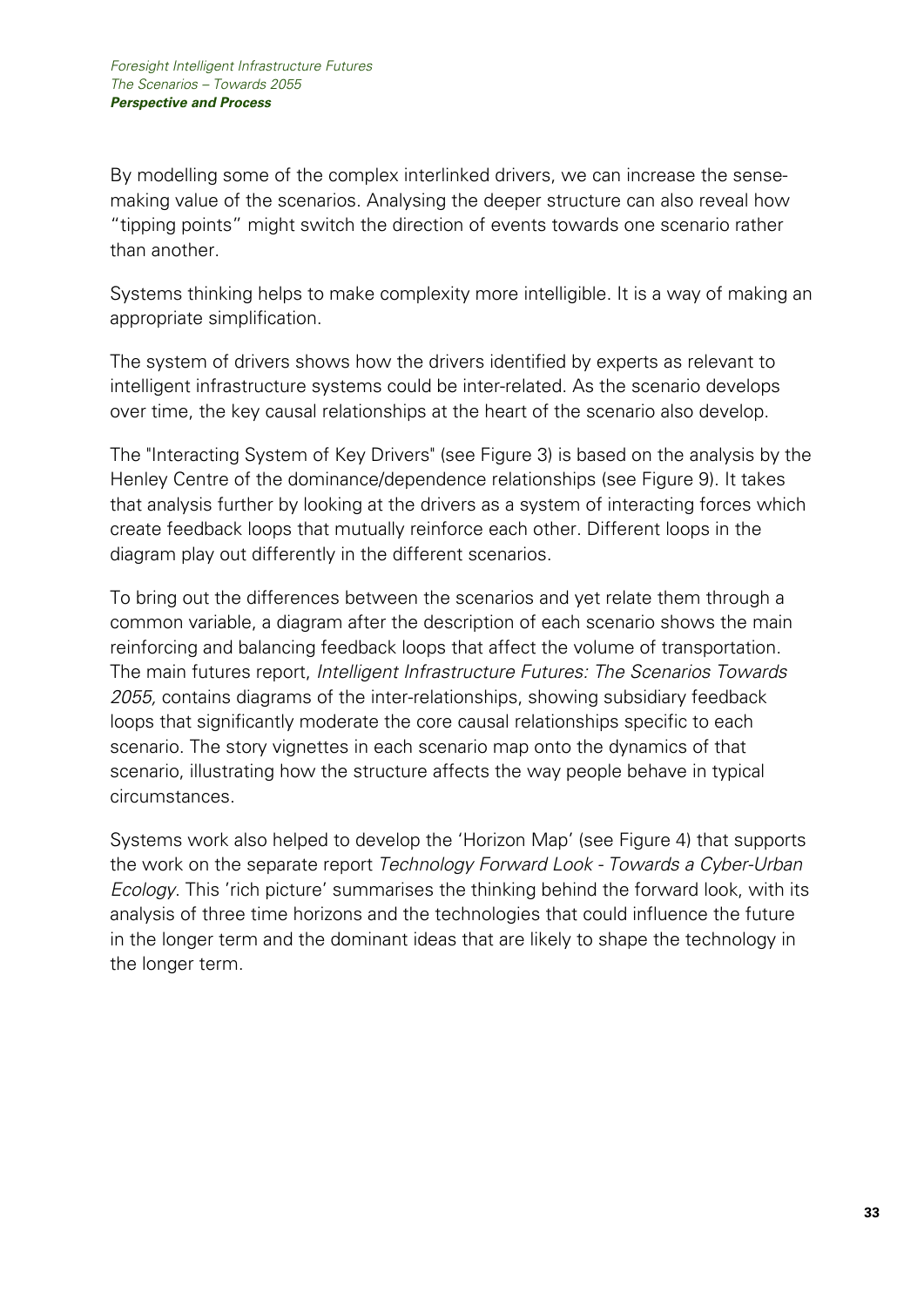By modelling some of the complex interlinked drivers, we can increase the sense-making value of the scenarios. Analysing the deeper structure can also reveal how "tipping points" might switch the direction of events towards one scenario rather than another.

Systems thinking helps to make complexity more intelligible. It is a way of making an appropriate simplification.

The system of drivers shows how the drivers identified by experts as relevant to intelligent infrastructure systems could be inter-related. As the scenario develops over time, the key causal relationships at the heart of the scenario also develop.

The "Interacting System of Key Drivers" (see Figure 3) is based on the analysis by the Henley Centre of the dominance/dependence relationships (see Figure 9). It takes that analysis further by looking at the drivers as a system of interacting forces which create feedback loops that mutually reinforce each other. Different loops in the diagram play out differently in the different scenarios.

To bring out the differences between the scenarios and yet relate them through a common variable, a diagram after the description of each scenario shows the main reinforcing and balancing feedback loops that affect the volume of transportation. The main futures report, *Intelligent Infrastructure Futures: The Scenarios Towards 2055,* contains diagrams of the inter-relationships, showing subsidiary feedback loops that significantly moderate the core causal relationships specific to each scenario. The story vignettes in each scenario map onto the dynamics of that scenario, illustrating how the structure affects the way people behave in typical circumstances.

Systems work also helped to develop the 'Horizon Map' (see Figure 4) that supports the work on the separate report *Technology Forward Look - Towards a Cyber-Urban Ecology*. This 'rich picture' summarises the thinking behind the forward look, with its analysis of three time horizons and the technologies that could influence the future in the longer term and the dominant ideas that are likely to shape the technology in the longer term.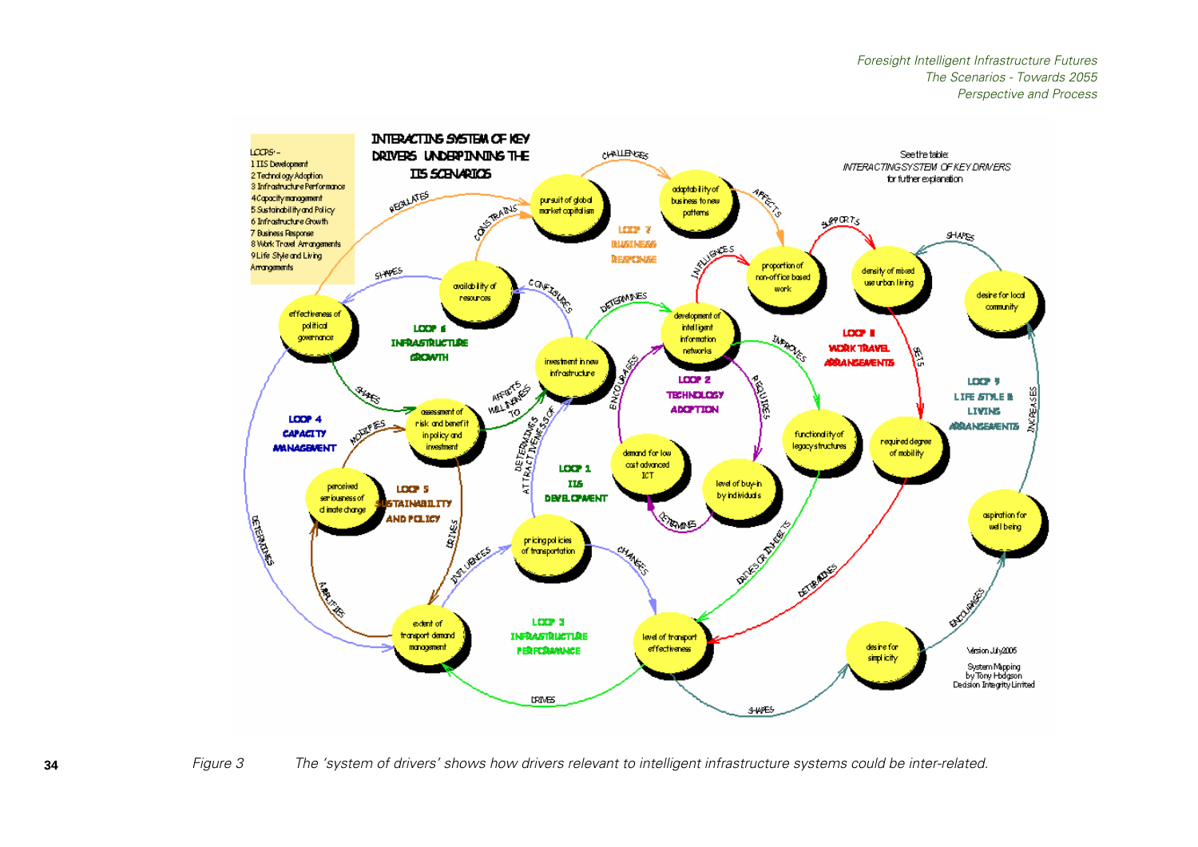**INTERACTING SYSTEM OF KEY DRIVERS UNDERPINNING THE IIS SCENARIOS**

LOOPS:-
1 IIS Development
2 Technology Adoption
3 Infrastructure Performance
4 Capacity management
5 Sustainability and Policy
6 Infrastructure Growth
7 Business Response
8 Work Travel Arrangements
9 Life Style and Living Arrangements

See the table: *INTERACTING SYSTEM OF KEY DRIVERS* for further explanation

LOOP 1 IIS DEVELOPMENT

LOOP 2 TECHNOLOGY ADOPTION

LOOP 3 INFRASTRUCTURE PERFORMANCE

LOOP 4 CAPACITY MANAGEMENT

LOOP 5 SUSTAINABILITY AND POLICY

LOOP 6 INFRASTRUCTURE GROWTH

LOOP 7 BUSINESS RESPONSE

LOOP 8 WORK TRAVEL ARRANGEMENTS

LOOP 9 LIFE STYLE & LIVING ARRANGEMENTS

- effectiveness of political governance — REGULATES → pursuit of global market capitalism
- effectiveness of political governance — SHAPES → assessment of risk and benefit in policy and investment
- effectiveness of political governance — DETERMINES → extent of transport demand management
- availability of resources — SHAPES → effectiveness of political governance
- availability of resources — CONSTRAINS → pursuit of global market capitalism
- pursuit of global market capitalism — CHALLENGES → adaptability of business to new patterns
- adaptability of business to new patterns — AFFECTS → proportion of non-office based work
- proportion of non-office based work — SUPPORTS → density of mixed use urban living
- desire for local community — SHAPES → density of mixed use urban living
- density of mixed use urban living — SETS → required degree of mobility
- required degree of mobility — DETERMINES → level of transport effectiveness
- development of intelligent information networks — INFLUENCES → proportion of non-office based work
- development of intelligent information networks — IMPROVES → functionality of legacy structures
- development of intelligent information networks — REQUIRES → level of buy-in by individuals
- level of buy-in by individuals — DETERMINES → demand for low cost advanced ICT
- demand for low cost advanced ICT — ENCOURAGES → development of intelligent information networks
- investment in new infrastructure — DETERMINES → development of intelligent information networks
- investment in new infrastructure — CONFIGURES → availability of resources
- assessment of risk and benefit in policy and investment — AFFECTS WILLINGNESS TO → investment in new infrastructure
- pricing policies of transportation — DETERMINES ATTRACTIVENESS OF → investment in new infrastructure
- pricing policies of transportation — CHANGES → level of transport effectiveness
- functionality of legacy structures — DRIVES OR INHIBITS → level of transport effectiveness
- perceived seriousness of climate change — MODIFIES → assessment of risk and benefit in policy and investment
- assessment of risk and benefit in policy and investment — DRIVES → extent of transport demand management
- extent of transport demand management — AMPLIFIES → perceived seriousness of climate change
- extent of transport demand management — INFLUENCES → pricing policies of transportation
- level of transport effectiveness — DRIVES → extent of transport demand management
- level of transport effectiveness — SHAPES → desire for simplicity
- desire for simplicity — ENCOURAGES → aspiration for well being
- aspiration for well being — INCREASES → desire for local community

Version July 2005

System Mapping by Tony Hodgson Decision Integrity Limited

*Figure 3* *The 'system of drivers' shows how drivers relevant to intelligent infrastructure systems could be inter-related.*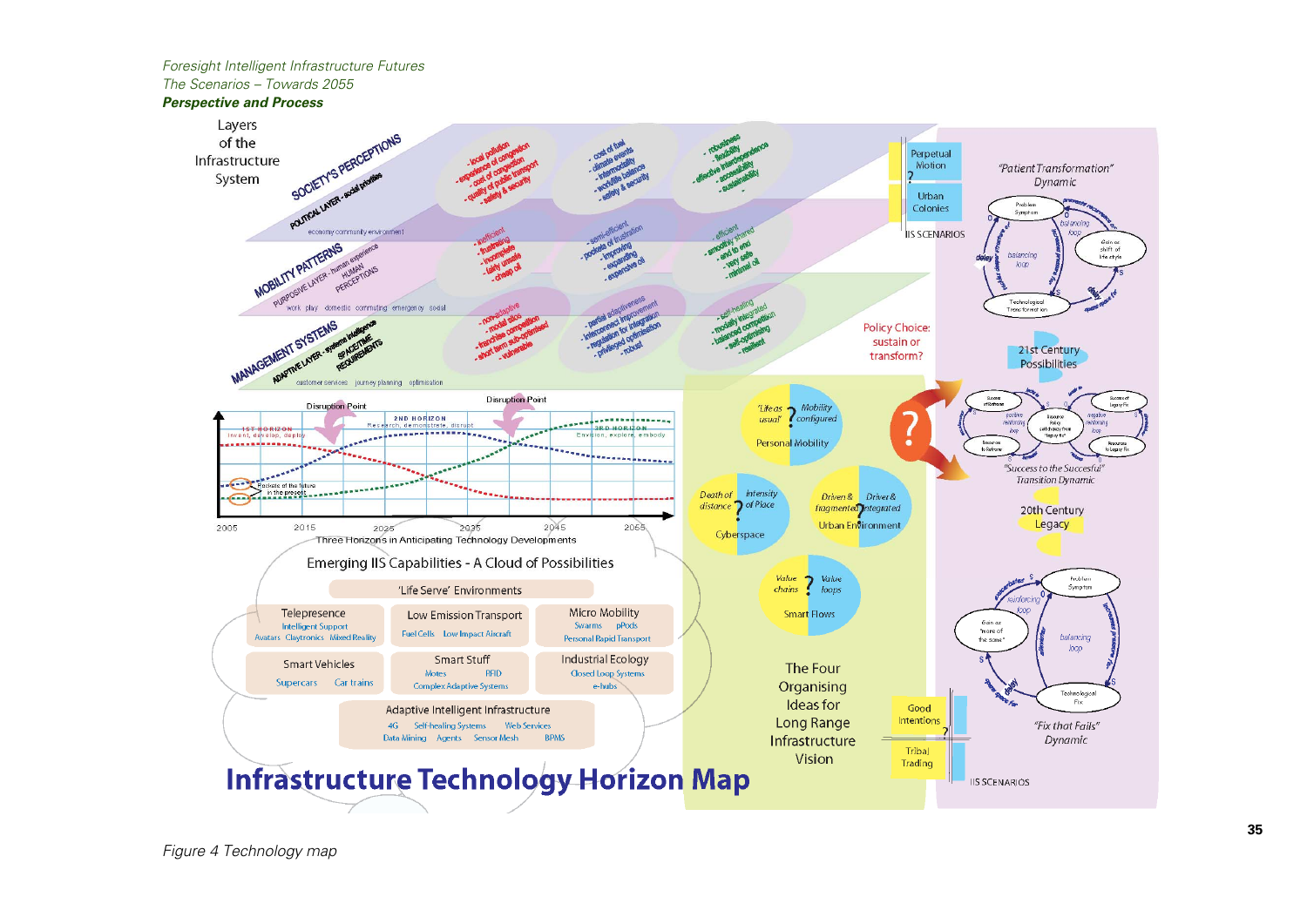*Foresight Intelligent Infrastructure Futures*
*The Scenarios – Towards 2055*
***Perspective and Process***

Layers of the Infrastructure System

SOCIETY'S PERCEPTIONS
POLITICAL LAYER - social priorities
economy community environment

- local pollution
- experience of congestion
- cost of congestion
- quality of public transport
- safety & security

- cost of fuel
- climate events
- intermodality
- work/life balance
- safety & security

- robustness
- flexibility
- effective interdependence
- accessibility
- sustainability

MOBILITY PATTERNS
PURPOSIVE LAYER - human experience
HUMAN PERCEPTIONS
work play domestic commuting emergency social

- inefficient
- frustrating
- incomplete
- fairly unsafe
- cheap oil

- semi-efficient
- pockets of frustration
- improving
- expanding
- expensive oil

- efficient
- smoothly shared
- end to end
- very safe
- minimal oil

MANAGEMENT SYSTEMS
ADAPTIVE LAYER - systems intelligence
SPACE/TIME REQUIREMENTS
customer services journey planning optimisation

- non-adaptive
- modal silos
- franchise competition
- short term sub-optimised
- vulnerable

- partial adaptiveness
- interconnect improvement
- regulation for integration
- privileged optimisation
- robust

- self-healing
- modally integrated
- balanced competition
- self-optimising
- resilient

Disruption Point | Disruption Point

1ST HORIZON – invent, develop, deploy
2ND HORIZON – Research, demonstrate, disrupt
3RD HORIZON – Envision, explore, embody

Pockets of the future in the present

2005 | 2015 | 2025 | 2035 | 2045 | 2055

Three Horizons in Anticipating Technology Developments

Emerging IIS Capabilities - A Cloud of Possibilities

'Life Serve' Environments

| Telepresence | Low Emission Transport | Micro Mobility |
|---|---|---|
| Intelligent Support, Avatars, Claytronics, Mixed Reality | Fuel Cells, Low Impact Aircraft | Swarms, pPods, Personal Rapid Transport |
| **Smart Vehicles** | **Smart Stuff** | **Industrial Ecology** |
| Supercars, Car trains | Motes, RFID, Complex Adaptive Systems | Closed Loop Systems, e-hubs |

Adaptive Intelligent Infrastructure
4G, Self-healing Systems, Web Services, Data Mining, Agents, Sensor Mesh, BPMS

# Infrastructure Technology Horizon Map

Perpetual Motion | Urban Colonies — IIS SCENARIOS

Policy Choice: sustain or transform?

'Life as usual' ? Mobility configured — Personal Mobility

Death of distance ? Intensity of Place — Cyberspace

Driven & fragmented ? Driven & integrated — Urban Environment

Value chains ? Value loops — Smart Flows

The Four Organising Ideas for Long Range Infrastructure Vision

Good Intentions | Tribal Trading — IIS SCENARIOS

"Patient Transformation" Dynamic
Problem Symptom; Gain or shift of life style; Technological Transformation; balancing loop; balancing loop; delay; delay

21st Century Possibilities

"Success to the Successful" Transition Dynamic
Success of Reframe; Success of Legacy Fix; positive reinforcing loop; negative reinforcing loop; Resource policy switch away from "legacy fix"; Resources to Reframe; Resources to Legacy Fix

20th Century Legacy

"Fix that Fails" Dynamic
Problem Symptom; Gain or "more of the same"; Technological Fix; reinforcing loop; balancing loop; delay

Figure 4 Technology map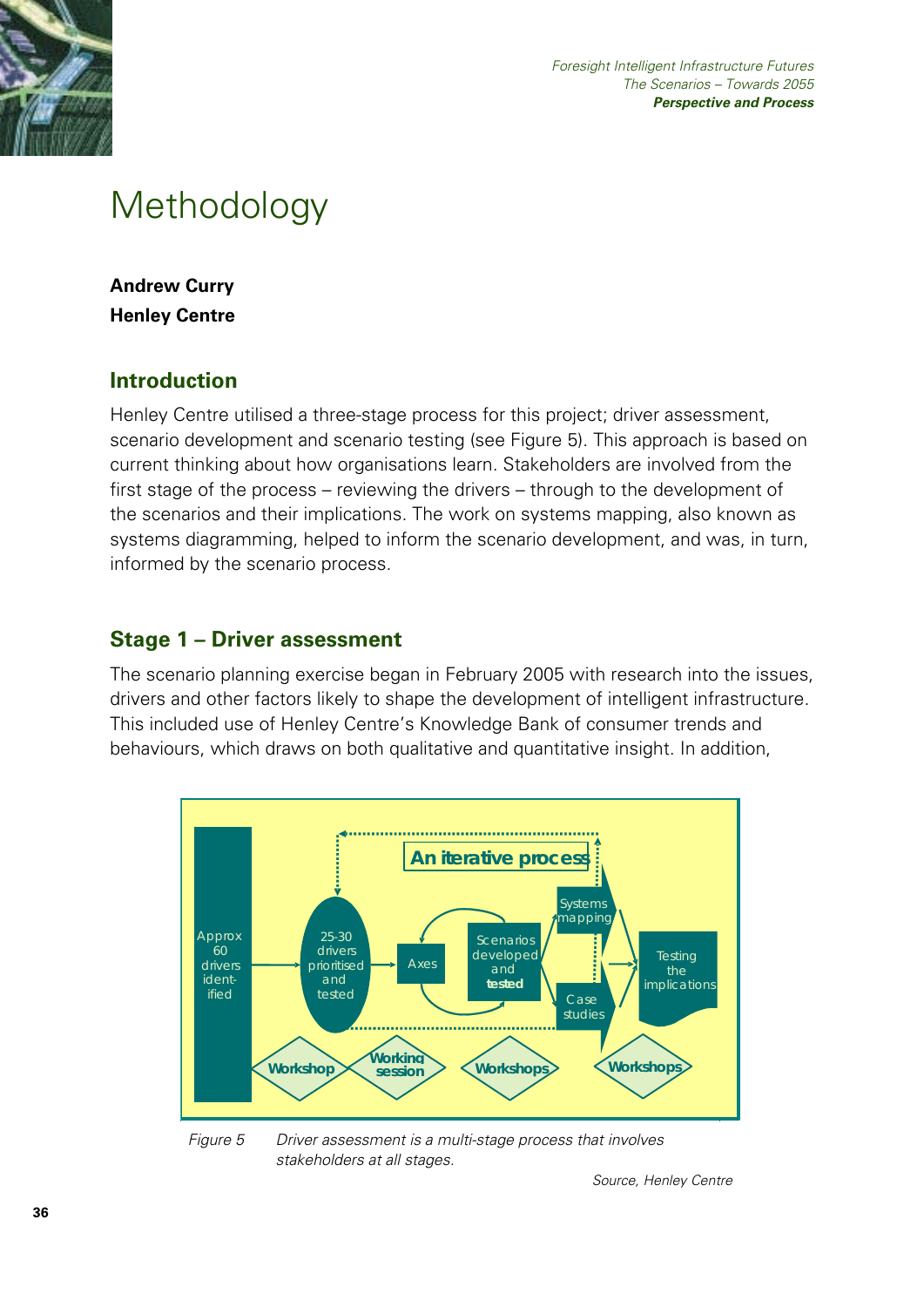# Methodology

**Andrew Curry**
**Henley Centre**

## Introduction

Henley Centre utilised a three-stage process for this project; driver assessment, scenario development and scenario testing (see Figure 5). This approach is based on current thinking about how organisations learn. Stakeholders are involved from the first stage of the process – reviewing the drivers – through to the development of the scenarios and their implications. The work on systems mapping, also known as systems diagramming, helped to inform the scenario development, and was, in turn, informed by the scenario process.

## Stage 1 – Driver assessment

The scenario planning exercise began in February 2005 with research into the issues, drivers and other factors likely to shape the development of intelligent infrastructure. This included use of Henley Centre's Knowledge Bank of consumer trends and behaviours, which draws on both qualitative and quantitative insight. In addition,

*Figure 5 Driver assessment is a multi-stage process that involves stakeholders at all stages.*

*Source, Henley Centre*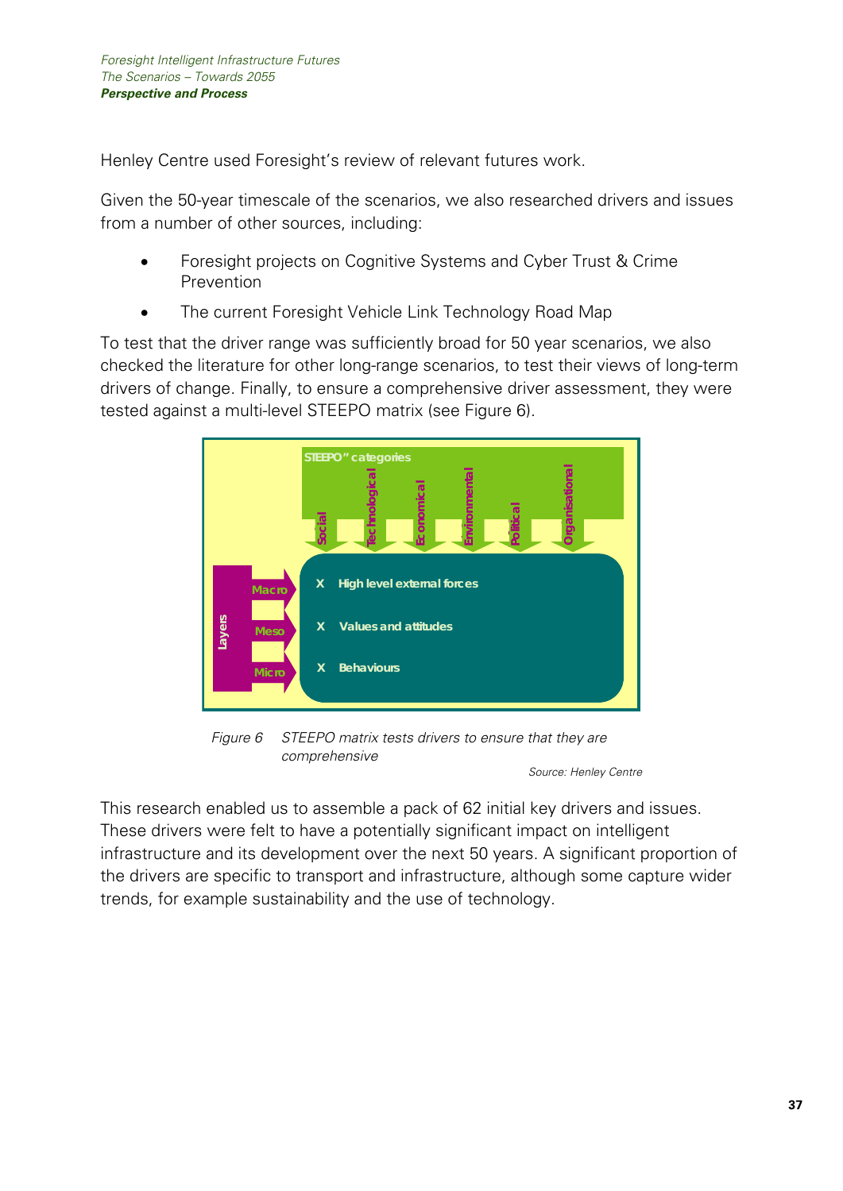Henley Centre used Foresight's review of relevant futures work.

Given the 50-year timescale of the scenarios, we also researched drivers and issues from a number of other sources, including:

- Foresight projects on Cognitive Systems and Cyber Trust & Crime Prevention
- The current Foresight Vehicle Link Technology Road Map

To test that the driver range was sufficiently broad for 50 year scenarios, we also checked the literature for other long-range scenarios, to test their views of long-term drivers of change. Finally, to ensure a comprehensive driver assessment, they were tested against a multi-level STEEPO matrix (see Figure 6).

STEEPO" categories: Social, Technological, Economical, Environmental, Political, Organisational

Layers: Macro, Meso, Micro

- X High level external forces
- X Values and attitudes
- X Behaviours

*Figure 6 STEEPO matrix tests drivers to ensure that they are comprehensive*

*Source: Henley Centre*

This research enabled us to assemble a pack of 62 initial key drivers and issues. These drivers were felt to have a potentially significant impact on intelligent infrastructure and its development over the next 50 years. A significant proportion of the drivers are specific to transport and infrastructure, although some capture wider trends, for example sustainability and the use of technology.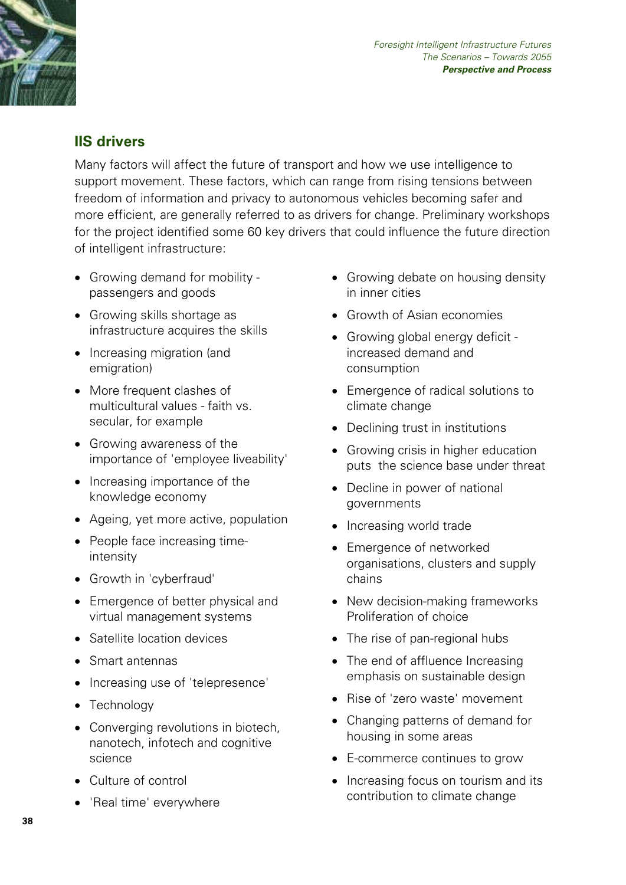## IIS drivers

Many factors will affect the future of transport and how we use intelligence to support movement. These factors, which can range from rising tensions between freedom of information and privacy to autonomous vehicles becoming safer and more efficient, are generally referred to as drivers for change. Preliminary workshops for the project identified some 60 key drivers that could influence the future direction of intelligent infrastructure:

- Growing demand for mobility - passengers and goods
- Growing skills shortage as infrastructure acquires the skills
- Increasing migration (and emigration)
- More frequent clashes of multicultural values - faith vs. secular, for example
- Growing awareness of the importance of 'employee liveability'
- Increasing importance of the knowledge economy
- Ageing, yet more active, population
- People face increasing time-intensity
- Growth in 'cyberfraud'
- Emergence of better physical and virtual management systems
- Satellite location devices
- Smart antennas
- Increasing use of 'telepresence'
- Technology
- Converging revolutions in biotech, nanotech, infotech and cognitive science
- Culture of control
- 'Real time' everywhere
- Growing debate on housing density in inner cities
- Growth of Asian economies
- Growing global energy deficit - increased demand and consumption
- Emergence of radical solutions to climate change
- Declining trust in institutions
- Growing crisis in higher education puts the science base under threat
- Decline in power of national governments
- Increasing world trade
- Emergence of networked organisations, clusters and supply chains
- New decision-making frameworks Proliferation of choice
- The rise of pan-regional hubs
- The end of affluence Increasing emphasis on sustainable design
- Rise of 'zero waste' movement
- Changing patterns of demand for housing in some areas
- E-commerce continues to grow
- Increasing focus on tourism and its contribution to climate change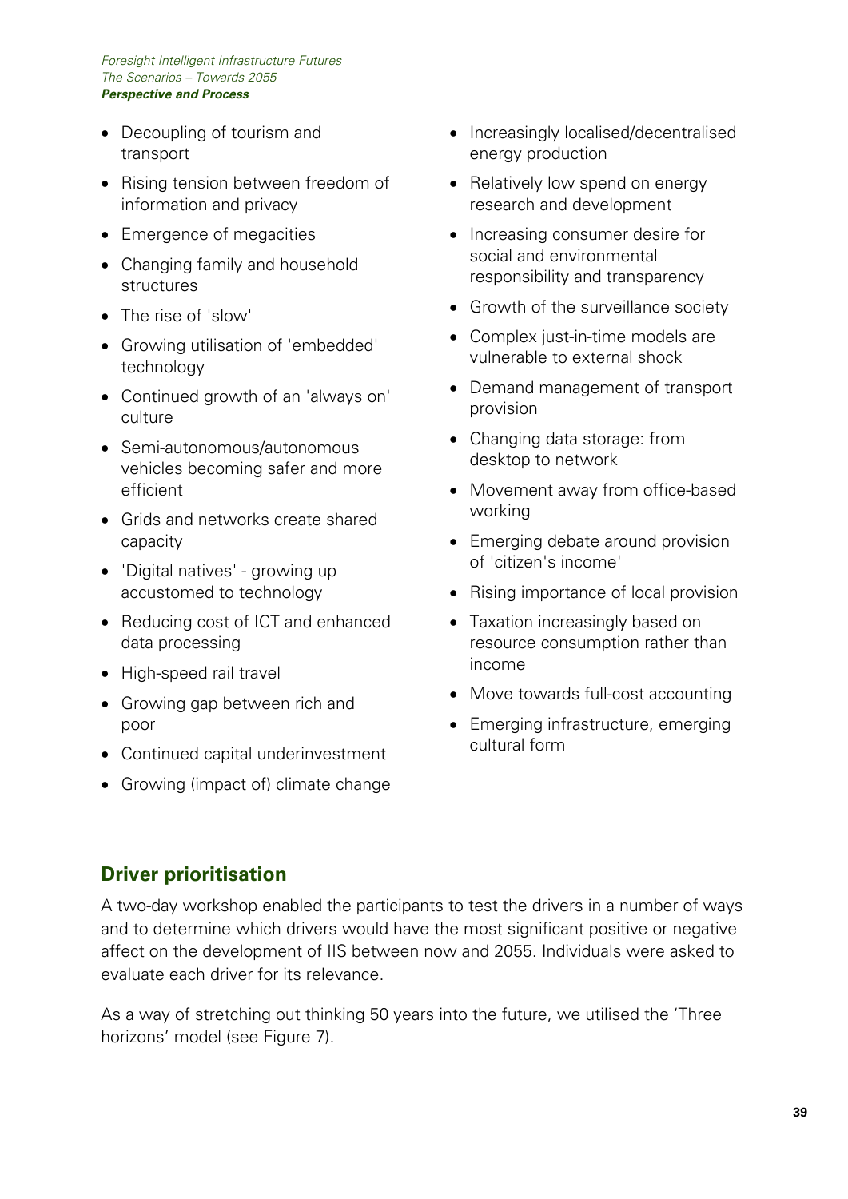- Decoupling of tourism and transport
- Rising tension between freedom of information and privacy
- Emergence of megacities
- Changing family and household structures
- The rise of 'slow'
- Growing utilisation of 'embedded' technology
- Continued growth of an 'always on' culture
- Semi-autonomous/autonomous vehicles becoming safer and more efficient
- Grids and networks create shared capacity
- 'Digital natives' - growing up accustomed to technology
- Reducing cost of ICT and enhanced data processing
- High-speed rail travel
- Growing gap between rich and poor
- Continued capital underinvestment
- Growing (impact of) climate change
- Increasingly localised/decentralised energy production
- Relatively low spend on energy research and development
- Increasing consumer desire for social and environmental responsibility and transparency
- Growth of the surveillance society
- Complex just-in-time models are vulnerable to external shock
- Demand management of transport provision
- Changing data storage: from desktop to network
- Movement away from office-based working
- Emerging debate around provision of 'citizen's income'
- Rising importance of local provision
- Taxation increasingly based on resource consumption rather than income
- Move towards full-cost accounting
- Emerging infrastructure, emerging cultural form

## Driver prioritisation

A two-day workshop enabled the participants to test the drivers in a number of ways and to determine which drivers would have the most significant positive or negative affect on the development of IIS between now and 2055. Individuals were asked to evaluate each driver for its relevance.

As a way of stretching out thinking 50 years into the future, we utilised the 'Three horizons' model (see Figure 7).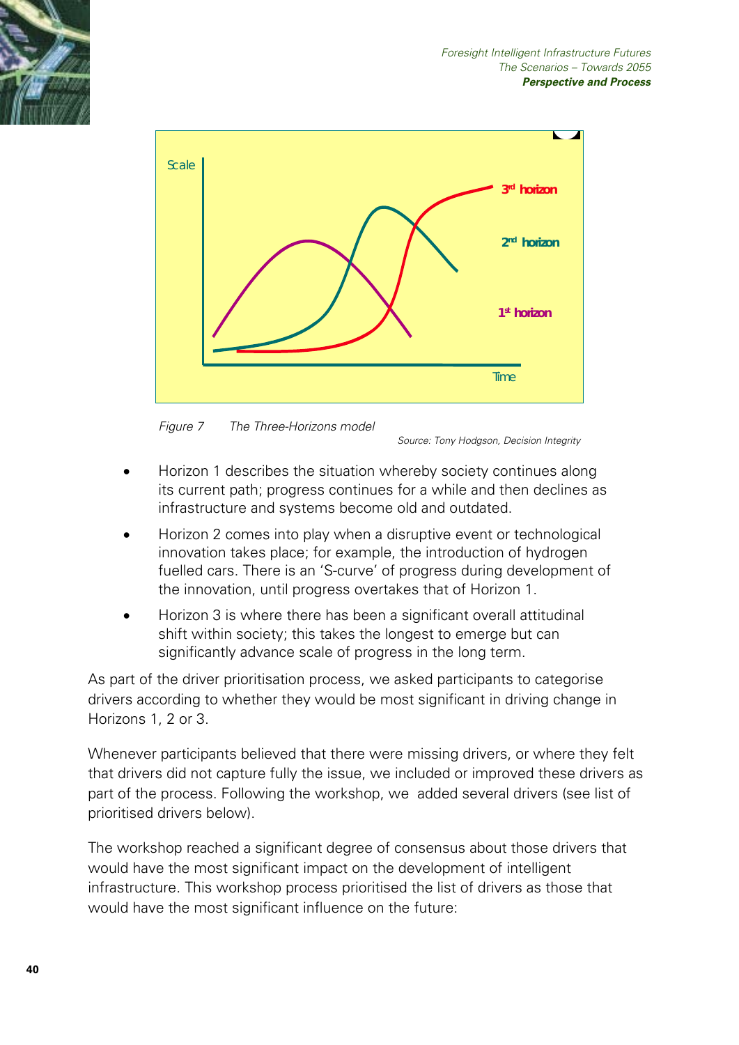Figure 7 The Three-Horizons model

Source: Tony Hodgson, Decision Integrity

- Horizon 1 describes the situation whereby society continues along its current path; progress continues for a while and then declines as infrastructure and systems become old and outdated.
- Horizon 2 comes into play when a disruptive event or technological innovation takes place; for example, the introduction of hydrogen fuelled cars. There is an 'S-curve' of progress during development of the innovation, until progress overtakes that of Horizon 1.
- Horizon 3 is where there has been a significant overall attitudinal shift within society; this takes the longest to emerge but can significantly advance scale of progress in the long term.

As part of the driver prioritisation process, we asked participants to categorise drivers according to whether they would be most significant in driving change in Horizons 1, 2 or 3.

Whenever participants believed that there were missing drivers, or where they felt that drivers did not capture fully the issue, we included or improved these drivers as part of the process. Following the workshop, we added several drivers (see list of prioritised drivers below).

The workshop reached a significant degree of consensus about those drivers that would have the most significant impact on the development of intelligent infrastructure. This workshop process prioritised the list of drivers as those that would have the most significant influence on the future: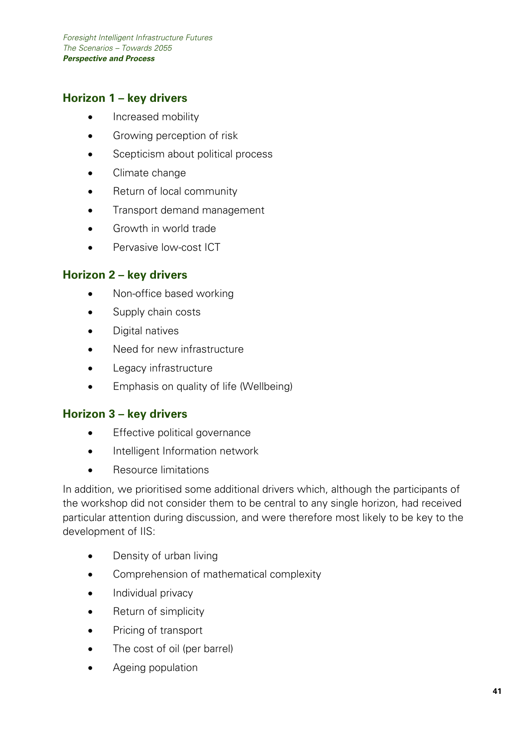## Horizon 1 – key drivers

- Increased mobility
- Growing perception of risk
- Scepticism about political process
- Climate change
- Return of local community
- Transport demand management
- Growth in world trade
- Pervasive low-cost ICT

## Horizon 2 – key drivers

- Non-office based working
- Supply chain costs
- Digital natives
- Need for new infrastructure
- Legacy infrastructure
- Emphasis on quality of life (Wellbeing)

## Horizon 3 – key drivers

- Effective political governance
- Intelligent Information network
- Resource limitations

In addition, we prioritised some additional drivers which, although the participants of the workshop did not consider them to be central to any single horizon, had received particular attention during discussion, and were therefore most likely to be key to the development of IIS:

- Density of urban living
- Comprehension of mathematical complexity
- Individual privacy
- Return of simplicity
- Pricing of transport
- The cost of oil (per barrel)
- Ageing population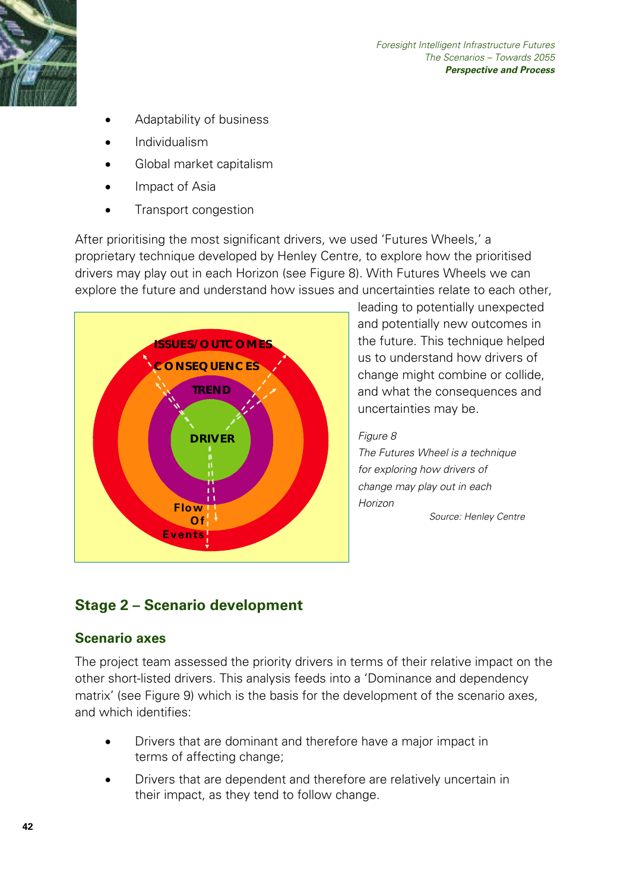- Adaptability of business
- Individualism
- Global market capitalism
- Impact of Asia
- Transport congestion

After prioritising the most significant drivers, we used 'Futures Wheels,' a proprietary technique developed by Henley Centre, to explore how the prioritised drivers may play out in each Horizon (see Figure 8). With Futures Wheels we can explore the future and understand how issues and uncertainties relate to each other, leading to potentially unexpected and potentially new outcomes in the future. This technique helped us to understand how drivers of change might combine or collide, and what the consequences and uncertainties may be.

ISSUES/OUTCOMES
CONSEQUENCES
TREND
DRIVER
Flow Of Events

*Figure 8*
*The Futures Wheel is a technique for exploring how drivers of change may play out in each Horizon*
*Source: Henley Centre*

## Stage 2 – Scenario development

### Scenario axes

The project team assessed the priority drivers in terms of their relative impact on the other short-listed drivers. This analysis feeds into a 'Dominance and dependency matrix' (see Figure 9) which is the basis for the development of the scenario axes, and which identifies:

- Drivers that are dominant and therefore have a major impact in terms of affecting change;
- Drivers that are dependent and therefore are relatively uncertain in their impact, as they tend to follow change.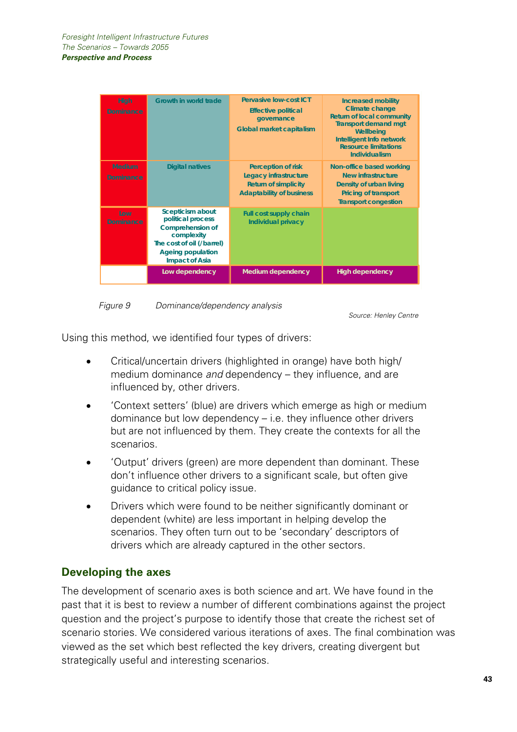| | | | |
|---|---|---|---|
| High Dominance | Growth in world trade | Pervasive low-cost ICT<br>Effective political governance<br>Global market capitalism | Increased mobility<br>Climate change<br>Return of local community<br>Transport demand mgt<br>Wellbeing<br>Intelligent Info network<br>Resource limitations<br>Individualism |
| Medium Dominance | Digital natives | Perception of risk<br>Legacy infrastructure<br>Return of simplicity<br>Adaptability of business | Non-office based working<br>New infrastructure<br>Density of urban living<br>Pricing of transport<br>Transport congestion |
| Low Dominance | Scepticism about political process<br>Comprehension of complexity<br>The cost of oil (/barrel)<br>Ageing population<br>Impact of Asia | Full cost supply chain<br>Individual privacy | |
| | Low dependency | Medium dependency | High dependency |

*Figure 9 Dominance/dependency analysis*

Source: Henley Centre

Using this method, we identified four types of drivers:

- Critical/uncertain drivers (highlighted in orange) have both high/ medium dominance *and* dependency – they influence, and are influenced by, other drivers.
- 'Context setters' (blue) are drivers which emerge as high or medium dominance but low dependency – i.e. they influence other drivers but are not influenced by them. They create the contexts for all the scenarios.
- 'Output' drivers (green) are more dependent than dominant. These don't influence other drivers to a significant scale, but often give guidance to critical policy issue.
- Drivers which were found to be neither significantly dominant or dependent (white) are less important in helping develop the scenarios. They often turn out to be 'secondary' descriptors of drivers which are already captured in the other sectors.

## Developing the axes

The development of scenario axes is both science and art. We have found in the past that it is best to review a number of different combinations against the project question and the project's purpose to identify those that create the richest set of scenario stories. We considered various iterations of axes. The final combination was viewed as the set which best reflected the key drivers, creating divergent but strategically useful and interesting scenarios.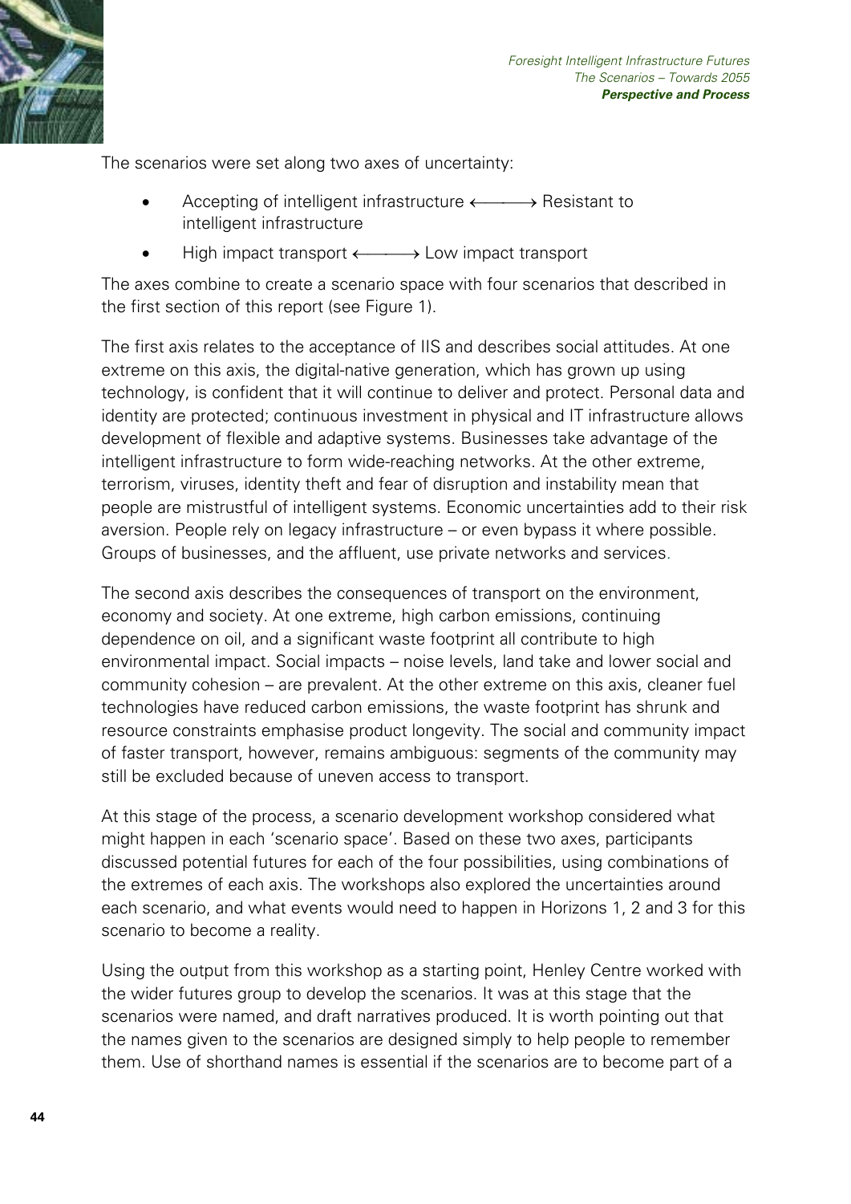The scenarios were set along two axes of uncertainty:

- Accepting of intelligent infrastructure ⟵⟶ Resistant to intelligent infrastructure
- High impact transport ⟵⟶ Low impact transport

The axes combine to create a scenario space with four scenarios that described in the first section of this report (see Figure 1).

The first axis relates to the acceptance of IIS and describes social attitudes. At one extreme on this axis, the digital-native generation, which has grown up using technology, is confident that it will continue to deliver and protect. Personal data and identity are protected; continuous investment in physical and IT infrastructure allows development of flexible and adaptive systems. Businesses take advantage of the intelligent infrastructure to form wide-reaching networks. At the other extreme, terrorism, viruses, identity theft and fear of disruption and instability mean that people are mistrustful of intelligent systems. Economic uncertainties add to their risk aversion. People rely on legacy infrastructure – or even bypass it where possible. Groups of businesses, and the affluent, use private networks and services.

The second axis describes the consequences of transport on the environment, economy and society. At one extreme, high carbon emissions, continuing dependence on oil, and a significant waste footprint all contribute to high environmental impact. Social impacts – noise levels, land take and lower social and community cohesion – are prevalent. At the other extreme on this axis, cleaner fuel technologies have reduced carbon emissions, the waste footprint has shrunk and resource constraints emphasise product longevity. The social and community impact of faster transport, however, remains ambiguous: segments of the community may still be excluded because of uneven access to transport.

At this stage of the process, a scenario development workshop considered what might happen in each 'scenario space'. Based on these two axes, participants discussed potential futures for each of the four possibilities, using combinations of the extremes of each axis. The workshops also explored the uncertainties around each scenario, and what events would need to happen in Horizons 1, 2 and 3 for this scenario to become a reality.

Using the output from this workshop as a starting point, Henley Centre worked with the wider futures group to develop the scenarios. It was at this stage that the scenarios were named, and draft narratives produced. It is worth pointing out that the names given to the scenarios are designed simply to help people to remember them. Use of shorthand names is essential if the scenarios are to become part of a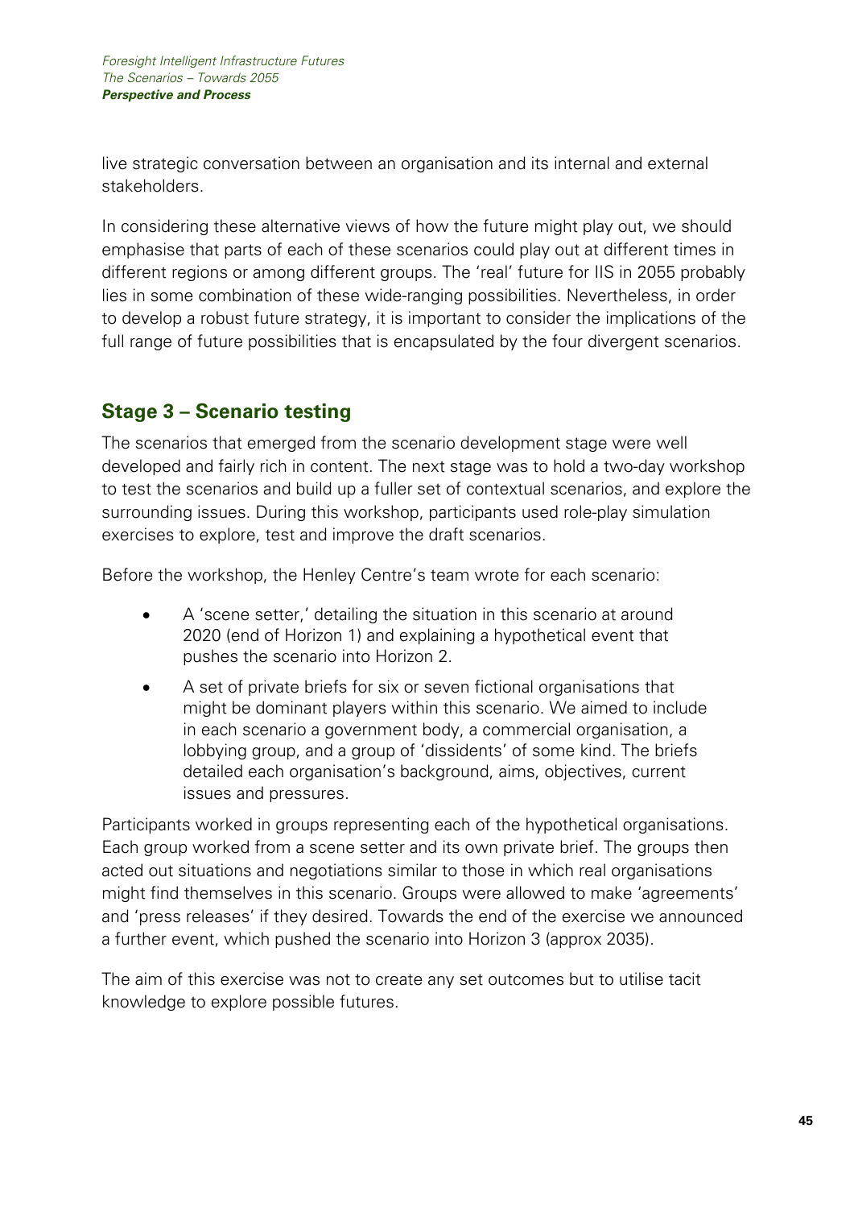live strategic conversation between an organisation and its internal and external stakeholders.

In considering these alternative views of how the future might play out, we should emphasise that parts of each of these scenarios could play out at different times in different regions or among different groups. The 'real' future for IIS in 2055 probably lies in some combination of these wide-ranging possibilities. Nevertheless, in order to develop a robust future strategy, it is important to consider the implications of the full range of future possibilities that is encapsulated by the four divergent scenarios.

## Stage 3 – Scenario testing

The scenarios that emerged from the scenario development stage were well developed and fairly rich in content. The next stage was to hold a two-day workshop to test the scenarios and build up a fuller set of contextual scenarios, and explore the surrounding issues. During this workshop, participants used role-play simulation exercises to explore, test and improve the draft scenarios.

Before the workshop, the Henley Centre's team wrote for each scenario:

- A 'scene setter,' detailing the situation in this scenario at around 2020 (end of Horizon 1) and explaining a hypothetical event that pushes the scenario into Horizon 2.
- A set of private briefs for six or seven fictional organisations that might be dominant players within this scenario. We aimed to include in each scenario a government body, a commercial organisation, a lobbying group, and a group of 'dissidents' of some kind. The briefs detailed each organisation's background, aims, objectives, current issues and pressures.

Participants worked in groups representing each of the hypothetical organisations. Each group worked from a scene setter and its own private brief. The groups then acted out situations and negotiations similar to those in which real organisations might find themselves in this scenario. Groups were allowed to make 'agreements' and 'press releases' if they desired. Towards the end of the exercise we announced a further event, which pushed the scenario into Horizon 3 (approx 2035).

The aim of this exercise was not to create any set outcomes but to utilise tacit knowledge to explore possible futures.